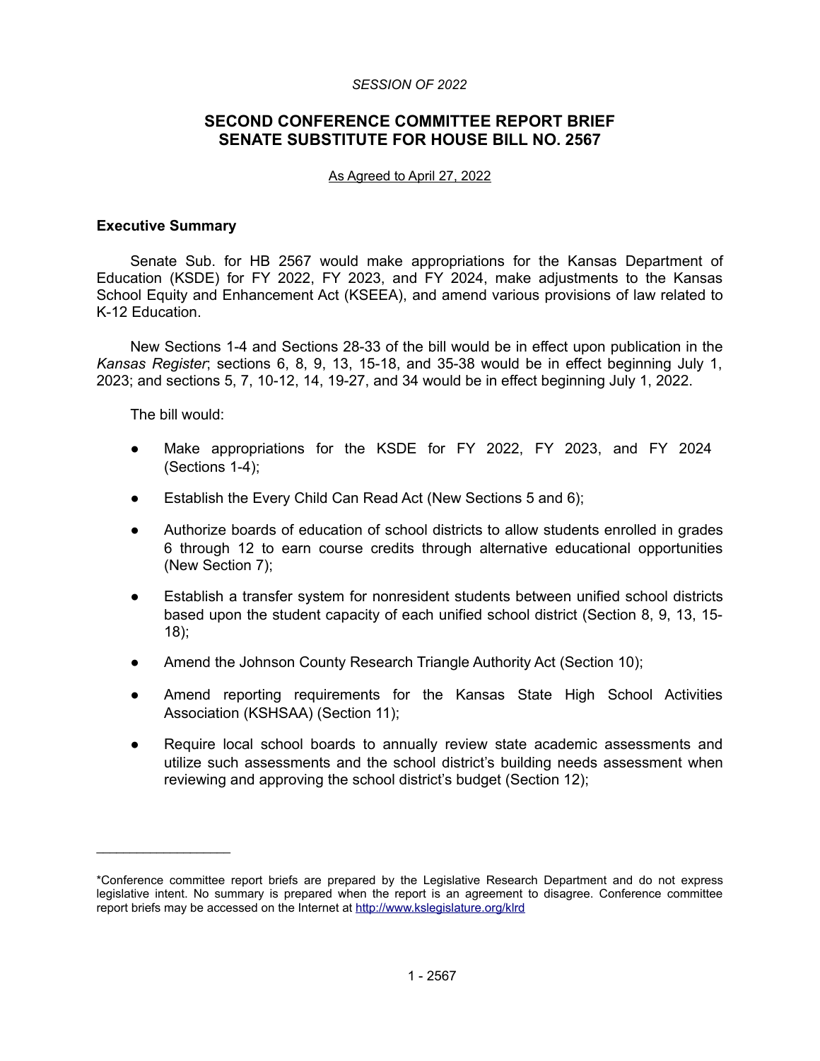*SESSION OF 2022*

# SECOND CONFERENCE COMMITTEE REPORT BRIEF
# SENATE SUBSTITUTE FOR HOUSE BILL NO. 2567

As Agreed to April 27, 2022

**Executive Summary**

Senate Sub. for HB 2567 would make appropriations for the Kansas Department of Education (KSDE) for FY 2022, FY 2023, and FY 2024, make adjustments to the Kansas School Equity and Enhancement Act (KSEEA), and amend various provisions of law related to K-12 Education.

New Sections 1-4 and Sections 28-33 of the bill would be in effect upon publication in the *Kansas Register*; sections 6, 8, 9, 13, 15-18, and 35-38 would be in effect beginning July 1, 2023; and sections 5, 7, 10-12, 14, 19-27, and 34 would be in effect beginning July 1, 2022.

The bill would:

- Make appropriations for the KSDE for FY 2022, FY 2023, and FY 2024 (Sections 1-4);
- Establish the Every Child Can Read Act (New Sections 5 and 6);
- Authorize boards of education of school districts to allow students enrolled in grades 6 through 12 to earn course credits through alternative educational opportunities (New Section 7);
- Establish a transfer system for nonresident students between unified school districts based upon the student capacity of each unified school district (Section 8, 9, 13, 15-18);
- Amend the Johnson County Research Triangle Authority Act (Section 10);
- Amend reporting requirements for the Kansas State High School Activities Association (KSHSAA) (Section 11);
- Require local school boards to annually review state academic assessments and utilize such assessments and the school district's building needs assessment when reviewing and approving the school district's budget (Section 12);

\_\_\_\_\_\_\_\_\_\_\_\_\_\_\_\_\_\_\_\_

*Conference committee report briefs are prepared by the Legislative Research Department and do not express legislative intent. No summary is prepared when the report is an agreement to disagree. Conference committee report briefs may be accessed on the Internet at http://www.kslegislature.org/klrd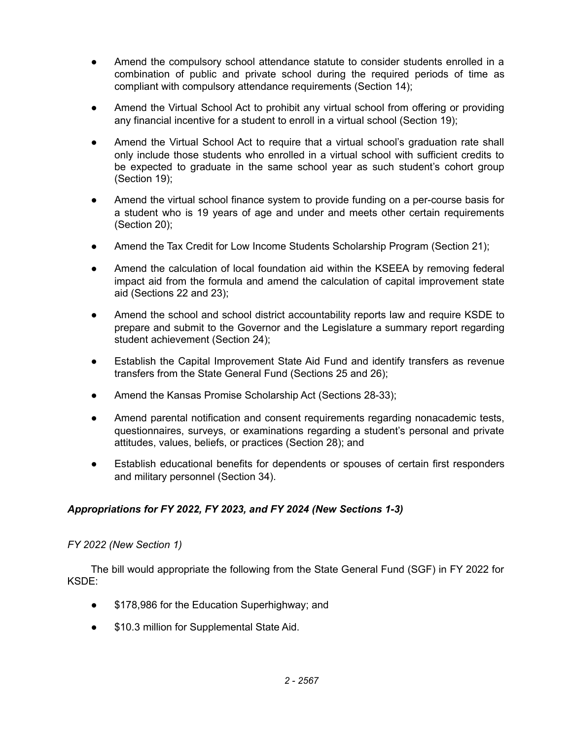- Amend the compulsory school attendance statute to consider students enrolled in a combination of public and private school during the required periods of time as compliant with compulsory attendance requirements (Section 14);
- Amend the Virtual School Act to prohibit any virtual school from offering or providing any financial incentive for a student to enroll in a virtual school (Section 19);
- Amend the Virtual School Act to require that a virtual school's graduation rate shall only include those students who enrolled in a virtual school with sufficient credits to be expected to graduate in the same school year as such student's cohort group (Section 19);
- Amend the virtual school finance system to provide funding on a per-course basis for a student who is 19 years of age and under and meets other certain requirements (Section 20);
- Amend the Tax Credit for Low Income Students Scholarship Program (Section 21);
- Amend the calculation of local foundation aid within the KSEEA by removing federal impact aid from the formula and amend the calculation of capital improvement state aid (Sections 22 and 23);
- Amend the school and school district accountability reports law and require KSDE to prepare and submit to the Governor and the Legislature a summary report regarding student achievement (Section 24);
- Establish the Capital Improvement State Aid Fund and identify transfers as revenue transfers from the State General Fund (Sections 25 and 26);
- Amend the Kansas Promise Scholarship Act (Sections 28-33);
- Amend parental notification and consent requirements regarding nonacademic tests, questionnaires, surveys, or examinations regarding a student's personal and private attitudes, values, beliefs, or practices (Section 28); and
- Establish educational benefits for dependents or spouses of certain first responders and military personnel (Section 34).

***Appropriations for FY 2022, FY 2023, and FY 2024 (New Sections 1-3)***

*FY 2022 (New Section 1)*

The bill would appropriate the following from the State General Fund (SGF) in FY 2022 for KSDE:

- $178,986 for the Education Superhighway; and
- $10.3 million for Supplemental State Aid.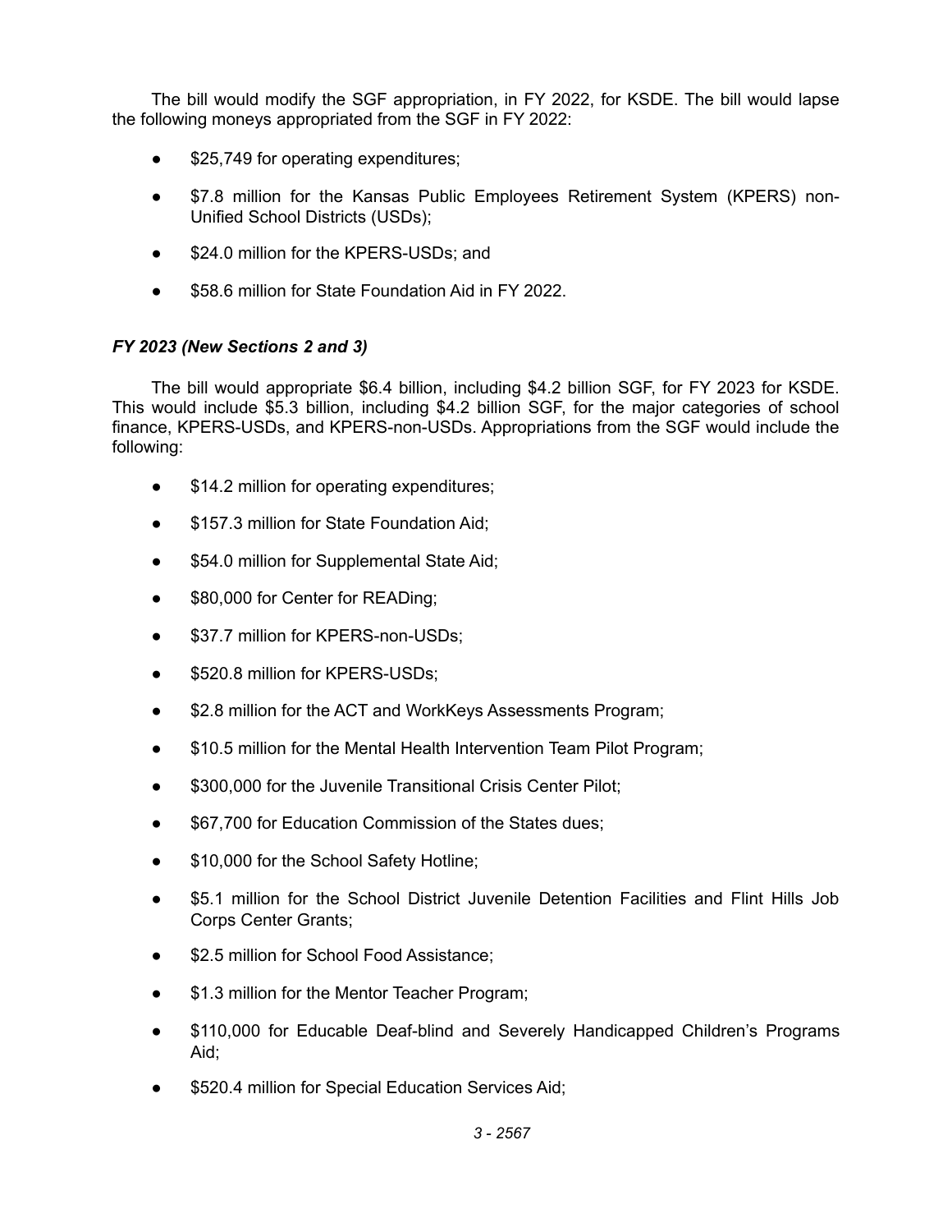The bill would modify the SGF appropriation, in FY 2022, for KSDE. The bill would lapse the following moneys appropriated from the SGF in FY 2022:

- $25,749 for operating expenditures;
- $7.8 million for the Kansas Public Employees Retirement System (KPERS) non-Unified School Districts (USDs);
- $24.0 million for the KPERS-USDs; and
- $58.6 million for State Foundation Aid in FY 2022.

### *FY 2023 (New Sections 2 and 3)*

The bill would appropriate $6.4 billion, including $4.2 billion SGF, for FY 2023 for KSDE. This would include $5.3 billion, including $4.2 billion SGF, for the major categories of school finance, KPERS-USDs, and KPERS-non-USDs. Appropriations from the SGF would include the following:

- $14.2 million for operating expenditures;
- $157.3 million for State Foundation Aid;
- $54.0 million for Supplemental State Aid;
- $80,000 for Center for READing;
- $37.7 million for KPERS-non-USDs;
- $520.8 million for KPERS-USDs;
- $2.8 million for the ACT and WorkKeys Assessments Program;
- $10.5 million for the Mental Health Intervention Team Pilot Program;
- $300,000 for the Juvenile Transitional Crisis Center Pilot;
- $67,700 for Education Commission of the States dues;
- $10,000 for the School Safety Hotline;
- $5.1 million for the School District Juvenile Detention Facilities and Flint Hills Job Corps Center Grants;
- $2.5 million for School Food Assistance;
- $1.3 million for the Mentor Teacher Program;
- $110,000 for Educable Deaf-blind and Severely Handicapped Children's Programs Aid;
- $520.4 million for Special Education Services Aid;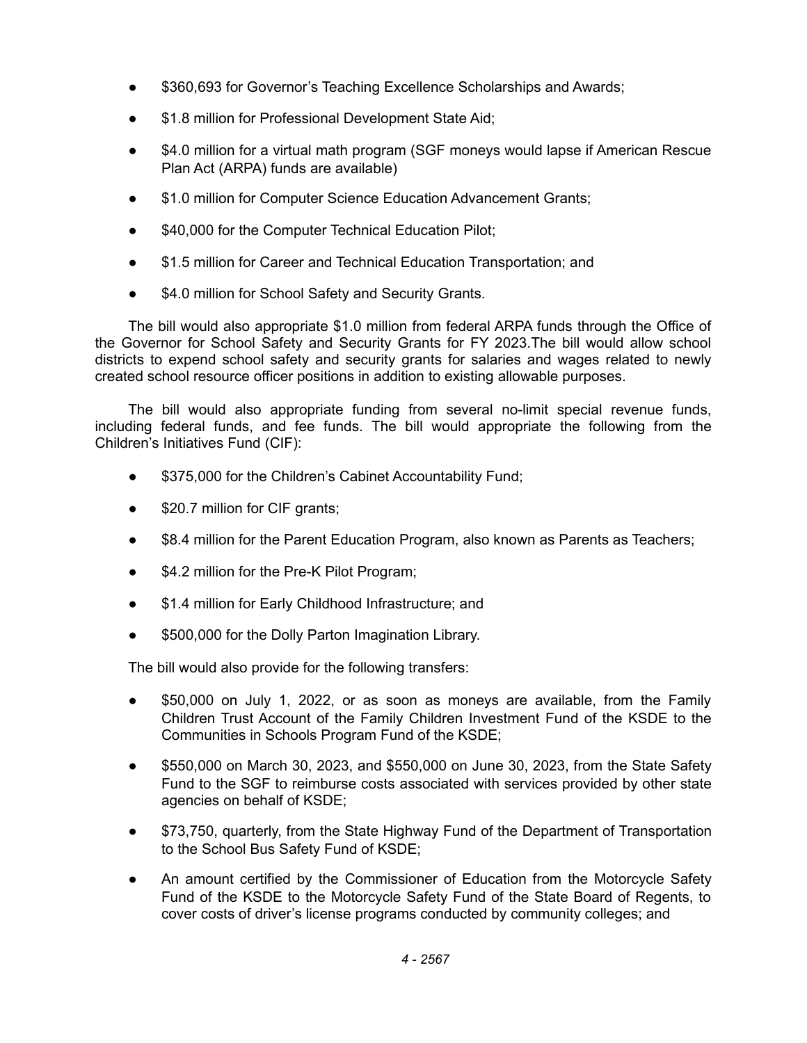- $360,693 for Governor's Teaching Excellence Scholarships and Awards;
- $1.8 million for Professional Development State Aid;
- $4.0 million for a virtual math program (SGF moneys would lapse if American Rescue Plan Act (ARPA) funds are available)
- $1.0 million for Computer Science Education Advancement Grants;
- $40,000 for the Computer Technical Education Pilot;
- $1.5 million for Career and Technical Education Transportation; and
- $4.0 million for School Safety and Security Grants.

The bill would also appropriate $1.0 million from federal ARPA funds through the Office of the Governor for School Safety and Security Grants for FY 2023.The bill would allow school districts to expend school safety and security grants for salaries and wages related to newly created school resource officer positions in addition to existing allowable purposes.

The bill would also appropriate funding from several no-limit special revenue funds, including federal funds, and fee funds. The bill would appropriate the following from the Children's Initiatives Fund (CIF):

- $375,000 for the Children's Cabinet Accountability Fund;
- $20.7 million for CIF grants;
- $8.4 million for the Parent Education Program, also known as Parents as Teachers;
- $4.2 million for the Pre-K Pilot Program;
- $1.4 million for Early Childhood Infrastructure; and
- $500,000 for the Dolly Parton Imagination Library.

The bill would also provide for the following transfers:

- $50,000 on July 1, 2022, or as soon as moneys are available, from the Family Children Trust Account of the Family Children Investment Fund of the KSDE to the Communities in Schools Program Fund of the KSDE;
- $550,000 on March 30, 2023, and $550,000 on June 30, 2023, from the State Safety Fund to the SGF to reimburse costs associated with services provided by other state agencies on behalf of KSDE;
- $73,750, quarterly, from the State Highway Fund of the Department of Transportation to the School Bus Safety Fund of KSDE;
- An amount certified by the Commissioner of Education from the Motorcycle Safety Fund of the KSDE to the Motorcycle Safety Fund of the State Board of Regents, to cover costs of driver's license programs conducted by community colleges; and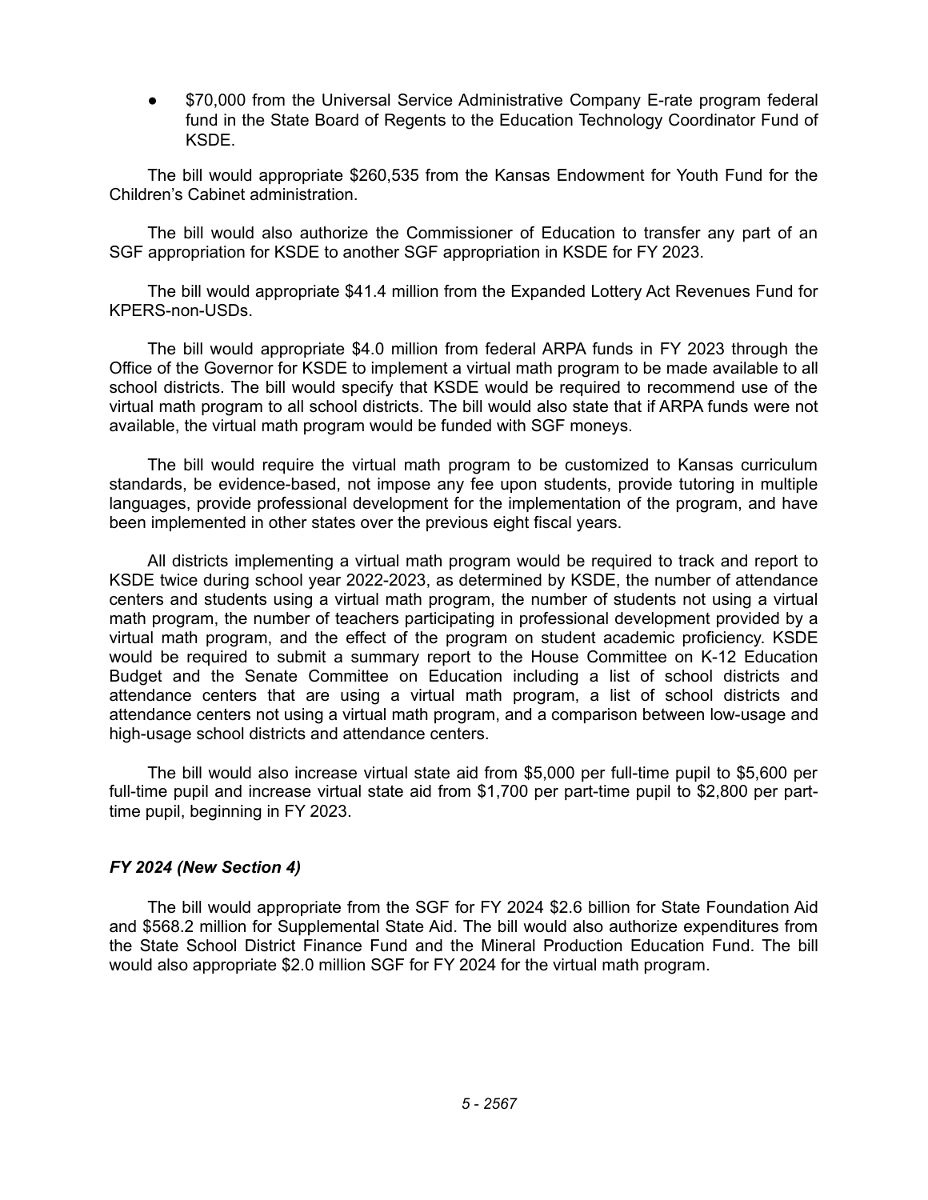- $70,000 from the Universal Service Administrative Company E-rate program federal fund in the State Board of Regents to the Education Technology Coordinator Fund of KSDE.

The bill would appropriate $260,535 from the Kansas Endowment for Youth Fund for the Children's Cabinet administration.

The bill would also authorize the Commissioner of Education to transfer any part of an SGF appropriation for KSDE to another SGF appropriation in KSDE for FY 2023.

The bill would appropriate $41.4 million from the Expanded Lottery Act Revenues Fund for KPERS-non-USDs.

The bill would appropriate $4.0 million from federal ARPA funds in FY 2023 through the Office of the Governor for KSDE to implement a virtual math program to be made available to all school districts. The bill would specify that KSDE would be required to recommend use of the virtual math program to all school districts. The bill would also state that if ARPA funds were not available, the virtual math program would be funded with SGF moneys.

The bill would require the virtual math program to be customized to Kansas curriculum standards, be evidence-based, not impose any fee upon students, provide tutoring in multiple languages, provide professional development for the implementation of the program, and have been implemented in other states over the previous eight fiscal years.

All districts implementing a virtual math program would be required to track and report to KSDE twice during school year 2022-2023, as determined by KSDE, the number of attendance centers and students using a virtual math program, the number of students not using a virtual math program, the number of teachers participating in professional development provided by a virtual math program, and the effect of the program on student academic proficiency. KSDE would be required to submit a summary report to the House Committee on K-12 Education Budget and the Senate Committee on Education including a list of school districts and attendance centers that are using a virtual math program, a list of school districts and attendance centers not using a virtual math program, and a comparison between low-usage and high-usage school districts and attendance centers.

The bill would also increase virtual state aid from $5,000 per full-time pupil to $5,600 per full-time pupil and increase virtual state aid from $1,700 per part-time pupil to $2,800 per part-time pupil, beginning in FY 2023.

### *FY 2024 (New Section 4)*

The bill would appropriate from the SGF for FY 2024 $2.6 billion for State Foundation Aid and $568.2 million for Supplemental State Aid. The bill would also authorize expenditures from the State School District Finance Fund and the Mineral Production Education Fund. The bill would also appropriate $2.0 million SGF for FY 2024 for the virtual math program.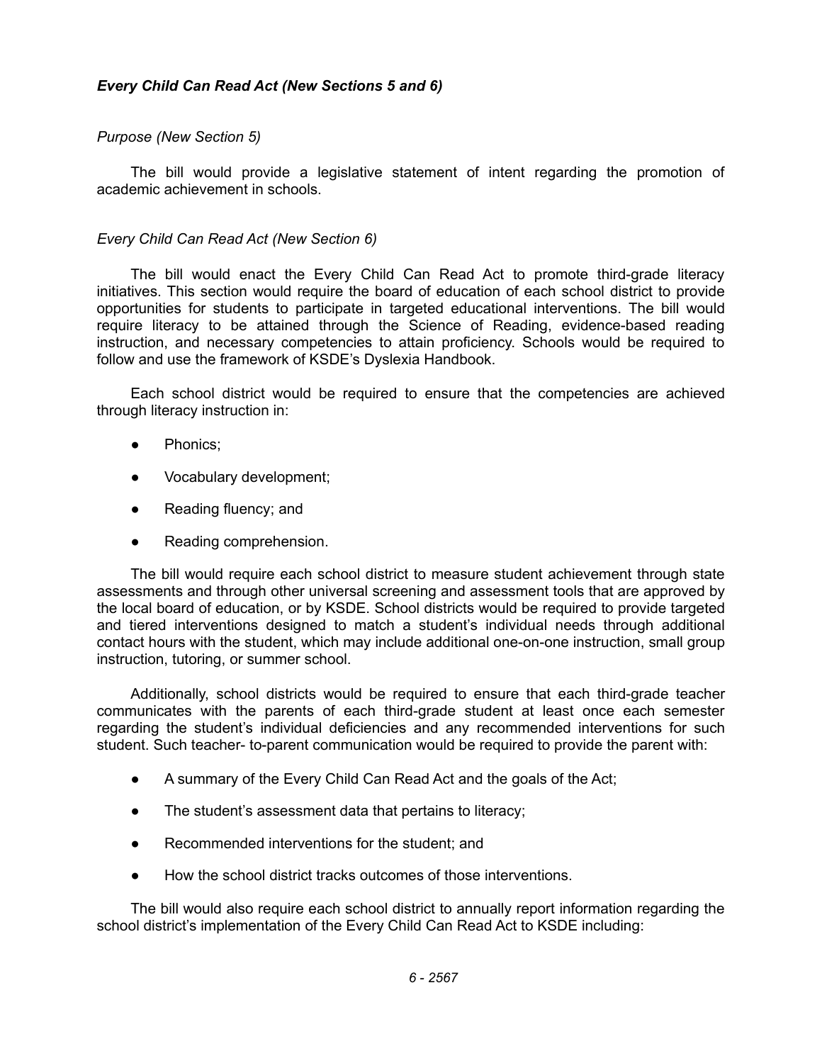### *Every Child Can Read Act (New Sections 5 and 6)*

*Purpose (New Section 5)*

The bill would provide a legislative statement of intent regarding the promotion of academic achievement in schools.

*Every Child Can Read Act (New Section 6)*

The bill would enact the Every Child Can Read Act to promote third-grade literacy initiatives. This section would require the board of education of each school district to provide opportunities for students to participate in targeted educational interventions. The bill would require literacy to be attained through the Science of Reading, evidence-based reading instruction, and necessary competencies to attain proficiency. Schools would be required to follow and use the framework of KSDE's Dyslexia Handbook.

Each school district would be required to ensure that the competencies are achieved through literacy instruction in:

- Phonics;
- Vocabulary development;
- Reading fluency; and
- Reading comprehension.

The bill would require each school district to measure student achievement through state assessments and through other universal screening and assessment tools that are approved by the local board of education, or by KSDE. School districts would be required to provide targeted and tiered interventions designed to match a student's individual needs through additional contact hours with the student, which may include additional one-on-one instruction, small group instruction, tutoring, or summer school.

Additionally, school districts would be required to ensure that each third-grade teacher communicates with the parents of each third-grade student at least once each semester regarding the student's individual deficiencies and any recommended interventions for such student. Such teacher- to-parent communication would be required to provide the parent with:

- A summary of the Every Child Can Read Act and the goals of the Act;
- The student's assessment data that pertains to literacy;
- Recommended interventions for the student; and
- How the school district tracks outcomes of those interventions.

The bill would also require each school district to annually report information regarding the school district's implementation of the Every Child Can Read Act to KSDE including: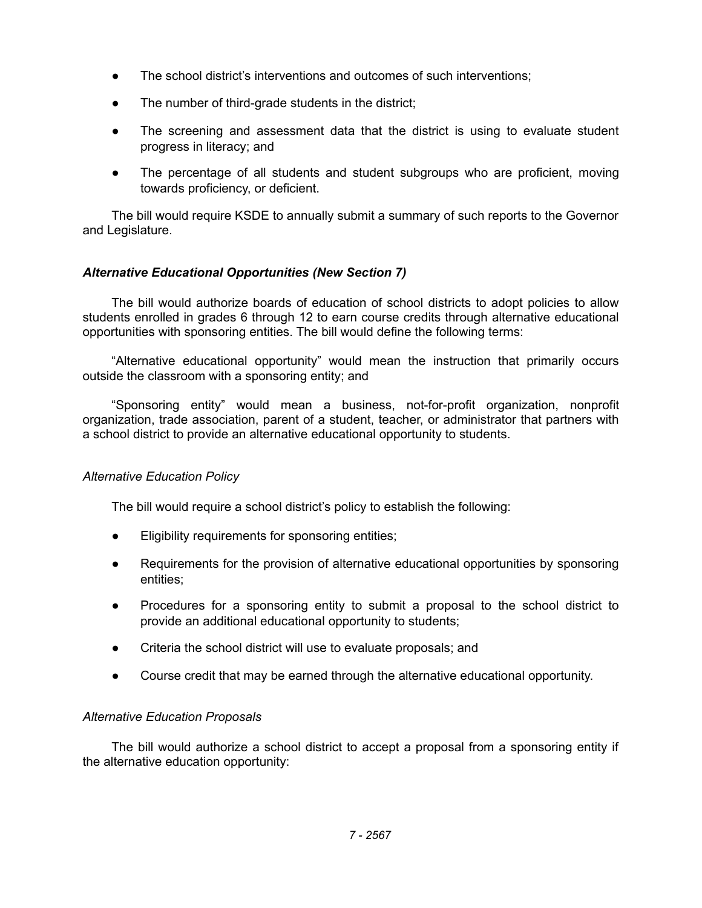- The school district's interventions and outcomes of such interventions;
- The number of third-grade students in the district;
- The screening and assessment data that the district is using to evaluate student progress in literacy; and
- The percentage of all students and student subgroups who are proficient, moving towards proficiency, or deficient.

The bill would require KSDE to annually submit a summary of such reports to the Governor and Legislature.

### *Alternative Educational Opportunities (New Section 7)*

The bill would authorize boards of education of school districts to adopt policies to allow students enrolled in grades 6 through 12 to earn course credits through alternative educational opportunities with sponsoring entities. The bill would define the following terms:

"Alternative educational opportunity" would mean the instruction that primarily occurs outside the classroom with a sponsoring entity; and

"Sponsoring entity" would mean a business, not-for-profit organization, nonprofit organization, trade association, parent of a student, teacher, or administrator that partners with a school district to provide an alternative educational opportunity to students.

#### *Alternative Education Policy*

The bill would require a school district's policy to establish the following:

- Eligibility requirements for sponsoring entities;
- Requirements for the provision of alternative educational opportunities by sponsoring entities;
- Procedures for a sponsoring entity to submit a proposal to the school district to provide an additional educational opportunity to students;
- Criteria the school district will use to evaluate proposals; and
- Course credit that may be earned through the alternative educational opportunity.

#### *Alternative Education Proposals*

The bill would authorize a school district to accept a proposal from a sponsoring entity if the alternative education opportunity: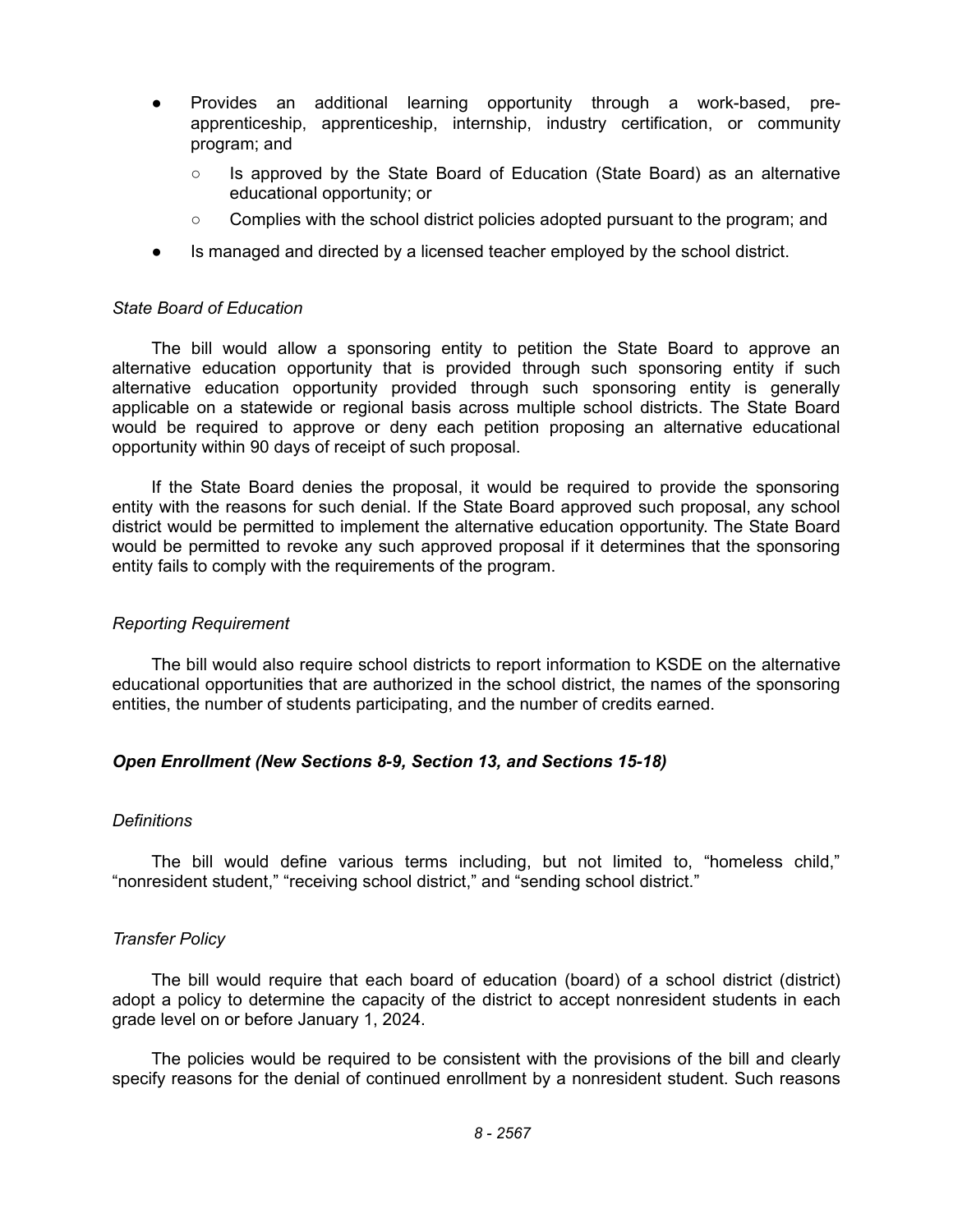- Provides an additional learning opportunity through a work-based, pre-apprenticeship, apprenticeship, internship, industry certification, or community program; and
  - Is approved by the State Board of Education (State Board) as an alternative educational opportunity; or
  - Complies with the school district policies adopted pursuant to the program; and
- Is managed and directed by a licensed teacher employed by the school district.

*State Board of Education*

The bill would allow a sponsoring entity to petition the State Board to approve an alternative education opportunity that is provided through such sponsoring entity if such alternative education opportunity provided through such sponsoring entity is generally applicable on a statewide or regional basis across multiple school districts. The State Board would be required to approve or deny each petition proposing an alternative educational opportunity within 90 days of receipt of such proposal.

If the State Board denies the proposal, it would be required to provide the sponsoring entity with the reasons for such denial. If the State Board approved such proposal, any school district would be permitted to implement the alternative education opportunity. The State Board would be permitted to revoke any such approved proposal if it determines that the sponsoring entity fails to comply with the requirements of the program.

*Reporting Requirement*

The bill would also require school districts to report information to KSDE on the alternative educational opportunities that are authorized in the school district, the names of the sponsoring entities, the number of students participating, and the number of credits earned.

***Open Enrollment (New Sections 8-9, Section 13, and Sections 15-18)***

*Definitions*

The bill would define various terms including, but not limited to, "homeless child," "nonresident student," "receiving school district," and "sending school district."

*Transfer Policy*

The bill would require that each board of education (board) of a school district (district) adopt a policy to determine the capacity of the district to accept nonresident students in each grade level on or before January 1, 2024.

The policies would be required to be consistent with the provisions of the bill and clearly specify reasons for the denial of continued enrollment by a nonresident student. Such reasons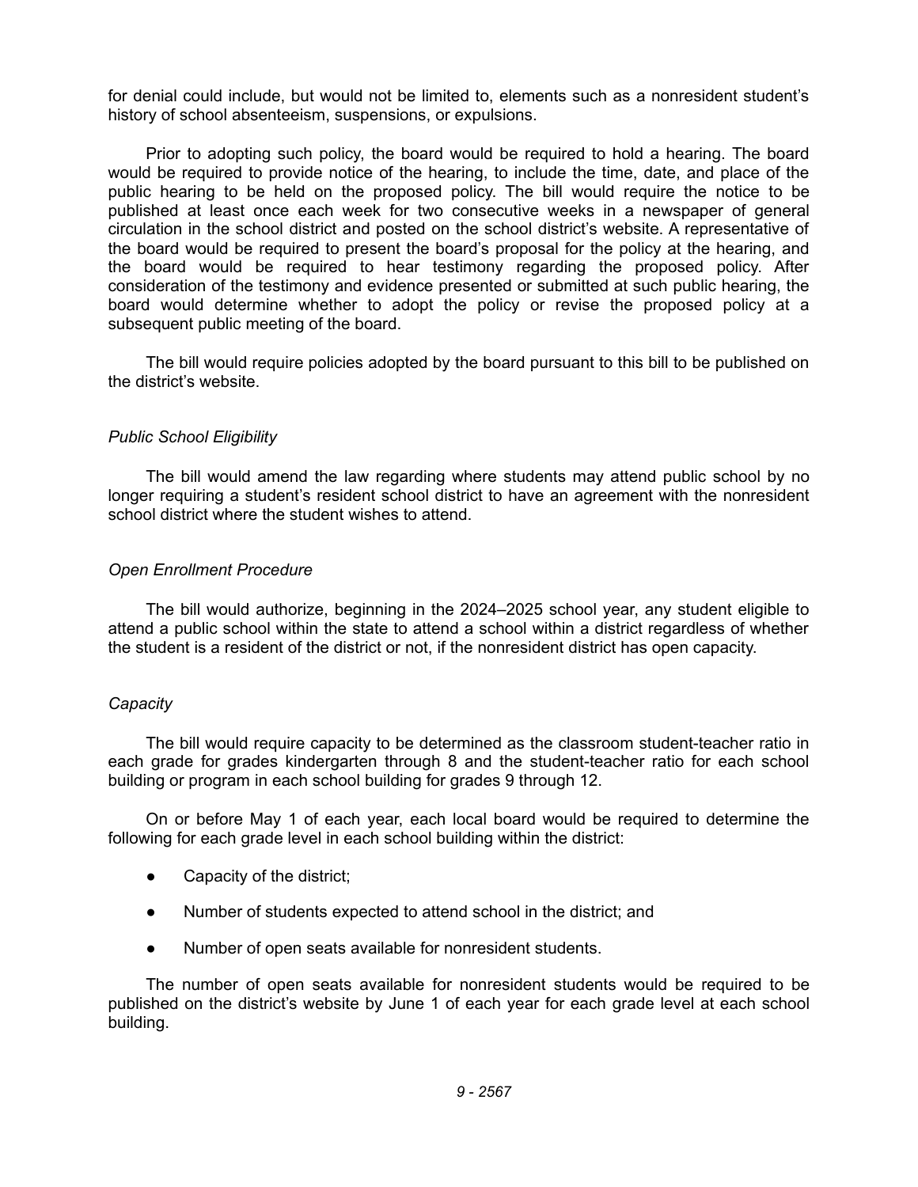for denial could include, but would not be limited to, elements such as a nonresident student's history of school absenteeism, suspensions, or expulsions.

Prior to adopting such policy, the board would be required to hold a hearing. The board would be required to provide notice of the hearing, to include the time, date, and place of the public hearing to be held on the proposed policy. The bill would require the notice to be published at least once each week for two consecutive weeks in a newspaper of general circulation in the school district and posted on the school district's website. A representative of the board would be required to present the board's proposal for the policy at the hearing, and the board would be required to hear testimony regarding the proposed policy. After consideration of the testimony and evidence presented or submitted at such public hearing, the board would determine whether to adopt the policy or revise the proposed policy at a subsequent public meeting of the board.

The bill would require policies adopted by the board pursuant to this bill to be published on the district's website.

*Public School Eligibility*

The bill would amend the law regarding where students may attend public school by no longer requiring a student's resident school district to have an agreement with the nonresident school district where the student wishes to attend.

*Open Enrollment Procedure*

The bill would authorize, beginning in the 2024–2025 school year, any student eligible to attend a public school within the state to attend a school within a district regardless of whether the student is a resident of the district or not, if the nonresident district has open capacity.

*Capacity*

The bill would require capacity to be determined as the classroom student-teacher ratio in each grade for grades kindergarten through 8 and the student-teacher ratio for each school building or program in each school building for grades 9 through 12.

On or before May 1 of each year, each local board would be required to determine the following for each grade level in each school building within the district:

- Capacity of the district;
- Number of students expected to attend school in the district; and
- Number of open seats available for nonresident students.

The number of open seats available for nonresident students would be required to be published on the district's website by June 1 of each year for each grade level at each school building.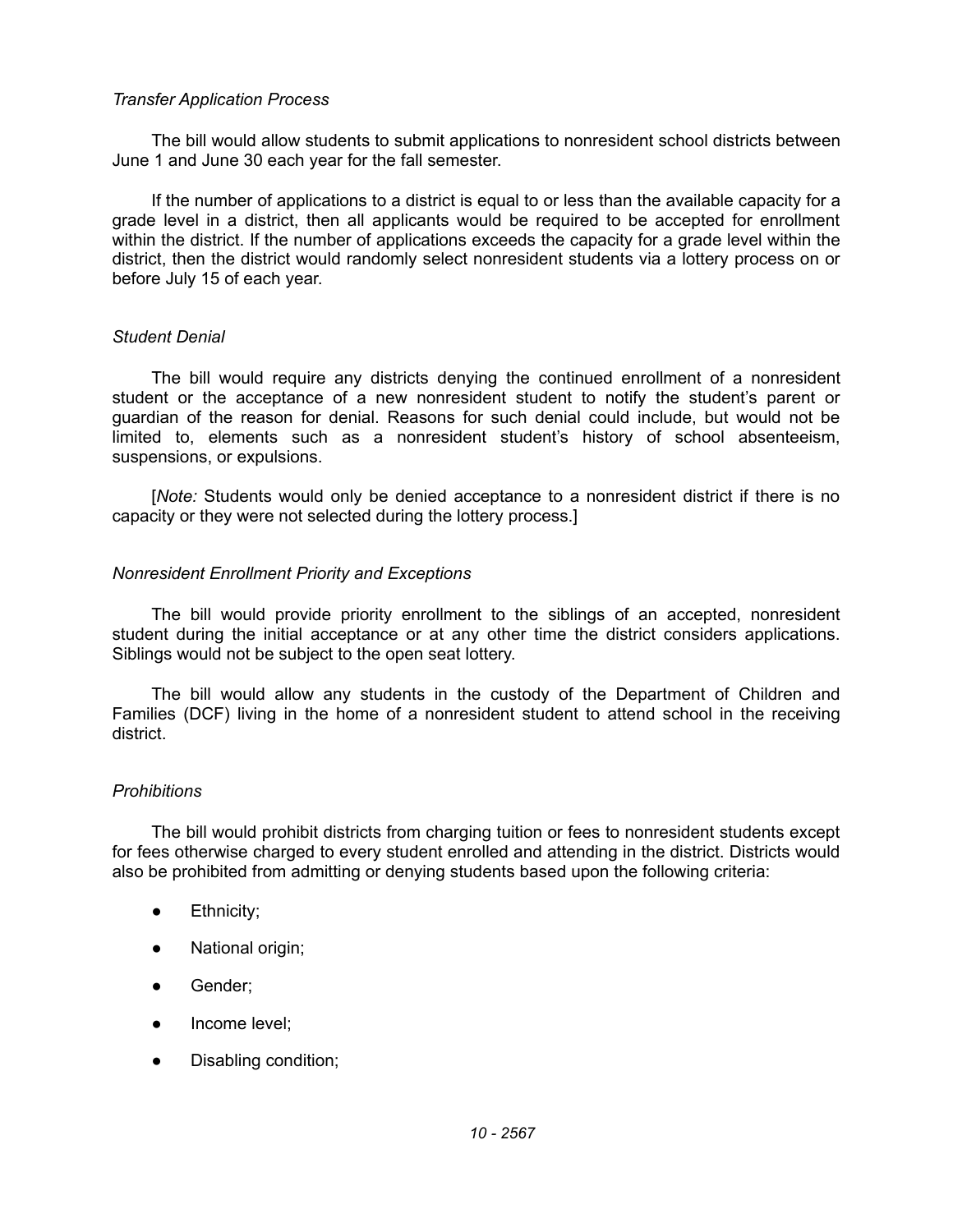*Transfer Application Process*

The bill would allow students to submit applications to nonresident school districts between June 1 and June 30 each year for the fall semester.

If the number of applications to a district is equal to or less than the available capacity for a grade level in a district, then all applicants would be required to be accepted for enrollment within the district. If the number of applications exceeds the capacity for a grade level within the district, then the district would randomly select nonresident students via a lottery process on or before July 15 of each year.

*Student Denial*

The bill would require any districts denying the continued enrollment of a nonresident student or the acceptance of a new nonresident student to notify the student's parent or guardian of the reason for denial. Reasons for such denial could include, but would not be limited to, elements such as a nonresident student's history of school absenteeism, suspensions, or expulsions.

[*Note:* Students would only be denied acceptance to a nonresident district if there is no capacity or they were not selected during the lottery process.]

*Nonresident Enrollment Priority and Exceptions*

The bill would provide priority enrollment to the siblings of an accepted, nonresident student during the initial acceptance or at any other time the district considers applications. Siblings would not be subject to the open seat lottery.

The bill would allow any students in the custody of the Department of Children and Families (DCF) living in the home of a nonresident student to attend school in the receiving district.

*Prohibitions*

The bill would prohibit districts from charging tuition or fees to nonresident students except for fees otherwise charged to every student enrolled and attending in the district. Districts would also be prohibited from admitting or denying students based upon the following criteria:

- Ethnicity;
- National origin;
- Gender;
- Income level;
- Disabling condition;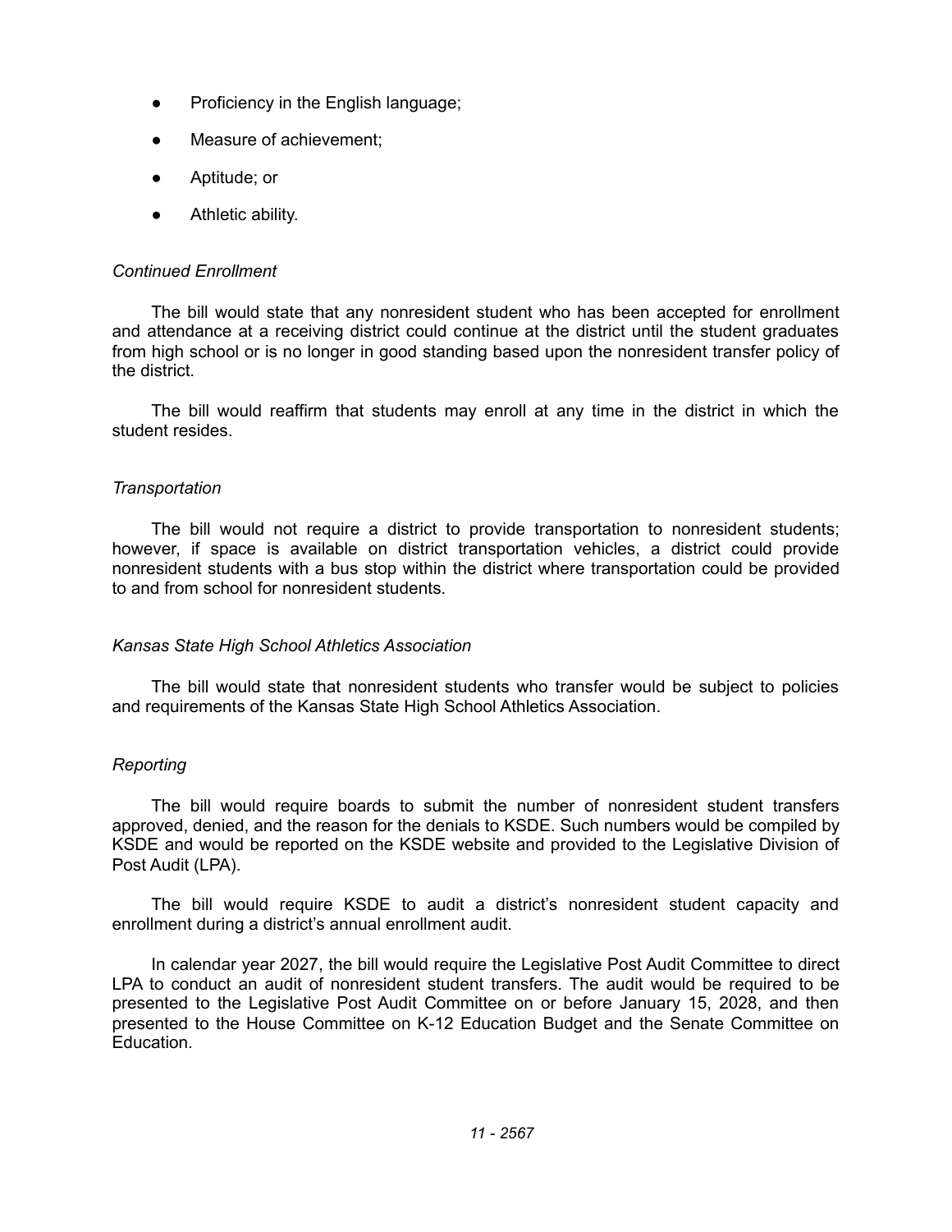- Proficiency in the English language;
- Measure of achievement;
- Aptitude; or
- Athletic ability.

*Continued Enrollment*

The bill would state that any nonresident student who has been accepted for enrollment and attendance at a receiving district could continue at the district until the student graduates from high school or is no longer in good standing based upon the nonresident transfer policy of the district.

The bill would reaffirm that students may enroll at any time in the district in which the student resides.

*Transportation*

The bill would not require a district to provide transportation to nonresident students; however, if space is available on district transportation vehicles, a district could provide nonresident students with a bus stop within the district where transportation could be provided to and from school for nonresident students.

*Kansas State High School Athletics Association*

The bill would state that nonresident students who transfer would be subject to policies and requirements of the Kansas State High School Athletics Association.

*Reporting*

The bill would require boards to submit the number of nonresident student transfers approved, denied, and the reason for the denials to KSDE. Such numbers would be compiled by KSDE and would be reported on the KSDE website and provided to the Legislative Division of Post Audit (LPA).

The bill would require KSDE to audit a district's nonresident student capacity and enrollment during a district's annual enrollment audit.

In calendar year 2027, the bill would require the Legislative Post Audit Committee to direct LPA to conduct an audit of nonresident student transfers. The audit would be required to be presented to the Legislative Post Audit Committee on or before January 15, 2028, and then presented to the House Committee on K-12 Education Budget and the Senate Committee on Education.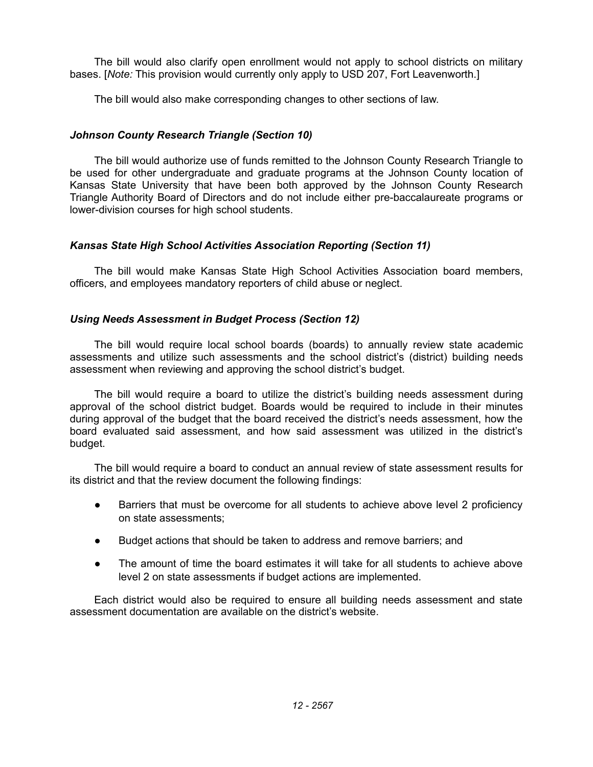The bill would also clarify open enrollment would not apply to school districts on military bases. [*Note:* This provision would currently only apply to USD 207, Fort Leavenworth.]

The bill would also make corresponding changes to other sections of law.

### *Johnson County Research Triangle (Section 10)*

The bill would authorize use of funds remitted to the Johnson County Research Triangle to be used for other undergraduate and graduate programs at the Johnson County location of Kansas State University that have been both approved by the Johnson County Research Triangle Authority Board of Directors and do not include either pre-baccalaureate programs or lower-division courses for high school students.

### *Kansas State High School Activities Association Reporting (Section 11)*

The bill would make Kansas State High School Activities Association board members, officers, and employees mandatory reporters of child abuse or neglect.

### *Using Needs Assessment in Budget Process (Section 12)*

The bill would require local school boards (boards) to annually review state academic assessments and utilize such assessments and the school district's (district) building needs assessment when reviewing and approving the school district's budget.

The bill would require a board to utilize the district's building needs assessment during approval of the school district budget. Boards would be required to include in their minutes during approval of the budget that the board received the district's needs assessment, how the board evaluated said assessment, and how said assessment was utilized in the district's budget.

The bill would require a board to conduct an annual review of state assessment results for its district and that the review document the following findings:

- Barriers that must be overcome for all students to achieve above level 2 proficiency on state assessments;
- Budget actions that should be taken to address and remove barriers; and
- The amount of time the board estimates it will take for all students to achieve above level 2 on state assessments if budget actions are implemented.

Each district would also be required to ensure all building needs assessment and state assessment documentation are available on the district's website.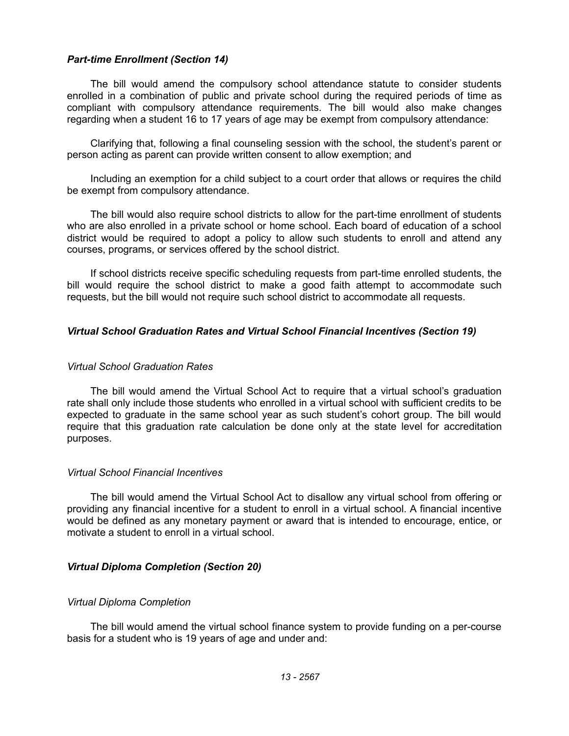### *Part-time Enrollment (Section 14)*

The bill would amend the compulsory school attendance statute to consider students enrolled in a combination of public and private school during the required periods of time as compliant with compulsory attendance requirements. The bill would also make changes regarding when a student 16 to 17 years of age may be exempt from compulsory attendance:

Clarifying that, following a final counseling session with the school, the student's parent or person acting as parent can provide written consent to allow exemption; and

Including an exemption for a child subject to a court order that allows or requires the child be exempt from compulsory attendance.

The bill would also require school districts to allow for the part-time enrollment of students who are also enrolled in a private school or home school. Each board of education of a school district would be required to adopt a policy to allow such students to enroll and attend any courses, programs, or services offered by the school district.

If school districts receive specific scheduling requests from part-time enrolled students, the bill would require the school district to make a good faith attempt to accommodate such requests, but the bill would not require such school district to accommodate all requests.

### *Virtual School Graduation Rates and Virtual School Financial Incentives (Section 19)*

#### *Virtual School Graduation Rates*

The bill would amend the Virtual School Act to require that a virtual school's graduation rate shall only include those students who enrolled in a virtual school with sufficient credits to be expected to graduate in the same school year as such student's cohort group. The bill would require that this graduation rate calculation be done only at the state level for accreditation purposes.

#### *Virtual School Financial Incentives*

The bill would amend the Virtual School Act to disallow any virtual school from offering or providing any financial incentive for a student to enroll in a virtual school. A financial incentive would be defined as any monetary payment or award that is intended to encourage, entice, or motivate a student to enroll in a virtual school.

### *Virtual Diploma Completion (Section 20)*

#### *Virtual Diploma Completion*

The bill would amend the virtual school finance system to provide funding on a per-course basis for a student who is 19 years of age and under and: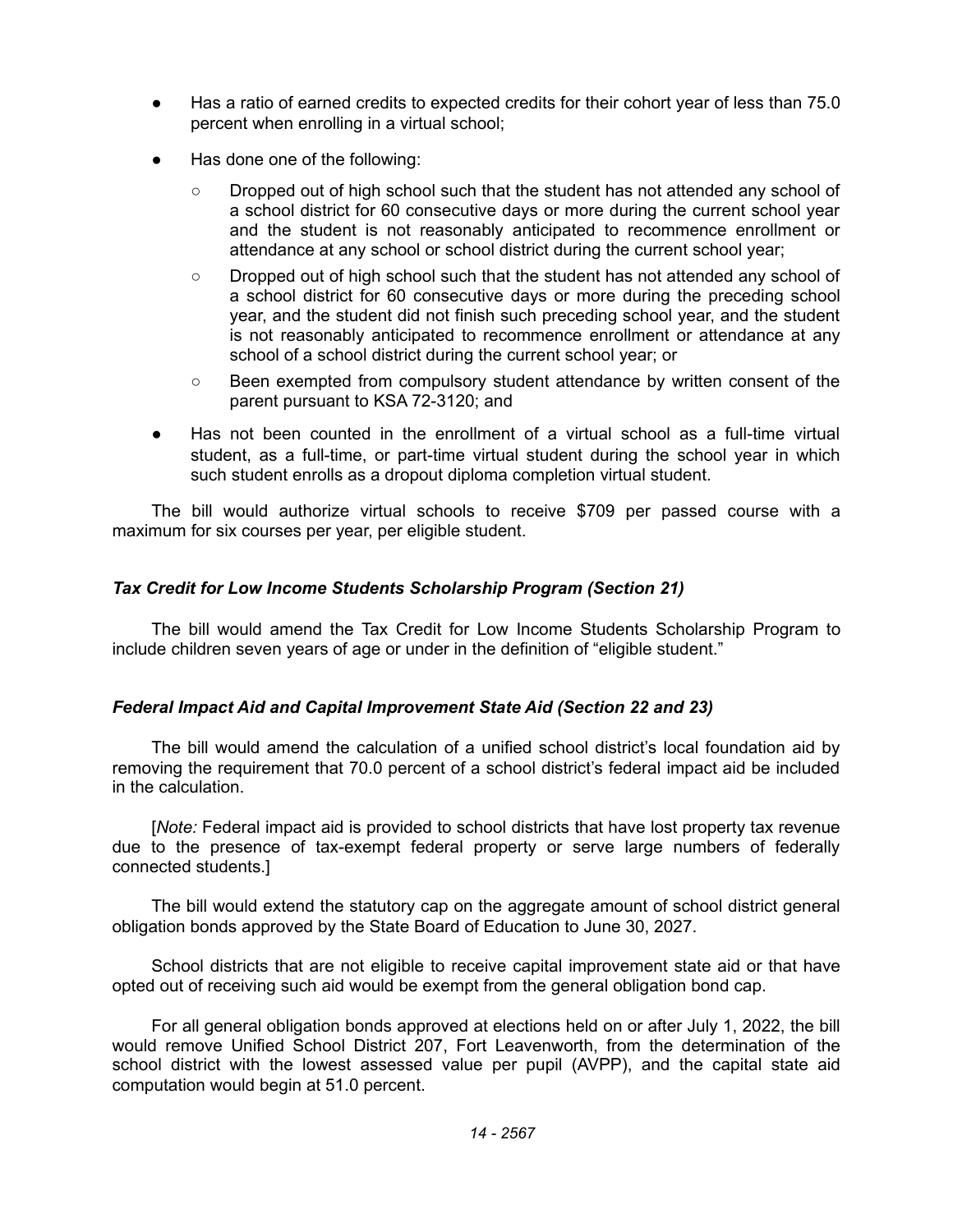- Has a ratio of earned credits to expected credits for their cohort year of less than 75.0 percent when enrolling in a virtual school;
- Has done one of the following:
  - Dropped out of high school such that the student has not attended any school of a school district for 60 consecutive days or more during the current school year and the student is not reasonably anticipated to recommence enrollment or attendance at any school or school district during the current school year;
  - Dropped out of high school such that the student has not attended any school of a school district for 60 consecutive days or more during the preceding school year, and the student did not finish such preceding school year, and the student is not reasonably anticipated to recommence enrollment or attendance at any school of a school district during the current school year; or
  - Been exempted from compulsory student attendance by written consent of the parent pursuant to KSA 72-3120; and
- Has not been counted in the enrollment of a virtual school as a full-time virtual student, as a full-time, or part-time virtual student during the school year in which such student enrolls as a dropout diploma completion virtual student.

The bill would authorize virtual schools to receive $709 per passed course with a maximum for six courses per year, per eligible student.

### *Tax Credit for Low Income Students Scholarship Program (Section 21)*

The bill would amend the Tax Credit for Low Income Students Scholarship Program to include children seven years of age or under in the definition of "eligible student."

### *Federal Impact Aid and Capital Improvement State Aid (Section 22 and 23)*

The bill would amend the calculation of a unified school district's local foundation aid by removing the requirement that 70.0 percent of a school district's federal impact aid be included in the calculation.

[*Note:* Federal impact aid is provided to school districts that have lost property tax revenue due to the presence of tax-exempt federal property or serve large numbers of federally connected students.]

The bill would extend the statutory cap on the aggregate amount of school district general obligation bonds approved by the State Board of Education to June 30, 2027.

School districts that are not eligible to receive capital improvement state aid or that have opted out of receiving such aid would be exempt from the general obligation bond cap.

For all general obligation bonds approved at elections held on or after July 1, 2022, the bill would remove Unified School District 207, Fort Leavenworth, from the determination of the school district with the lowest assessed value per pupil (AVPP), and the capital state aid computation would begin at 51.0 percent.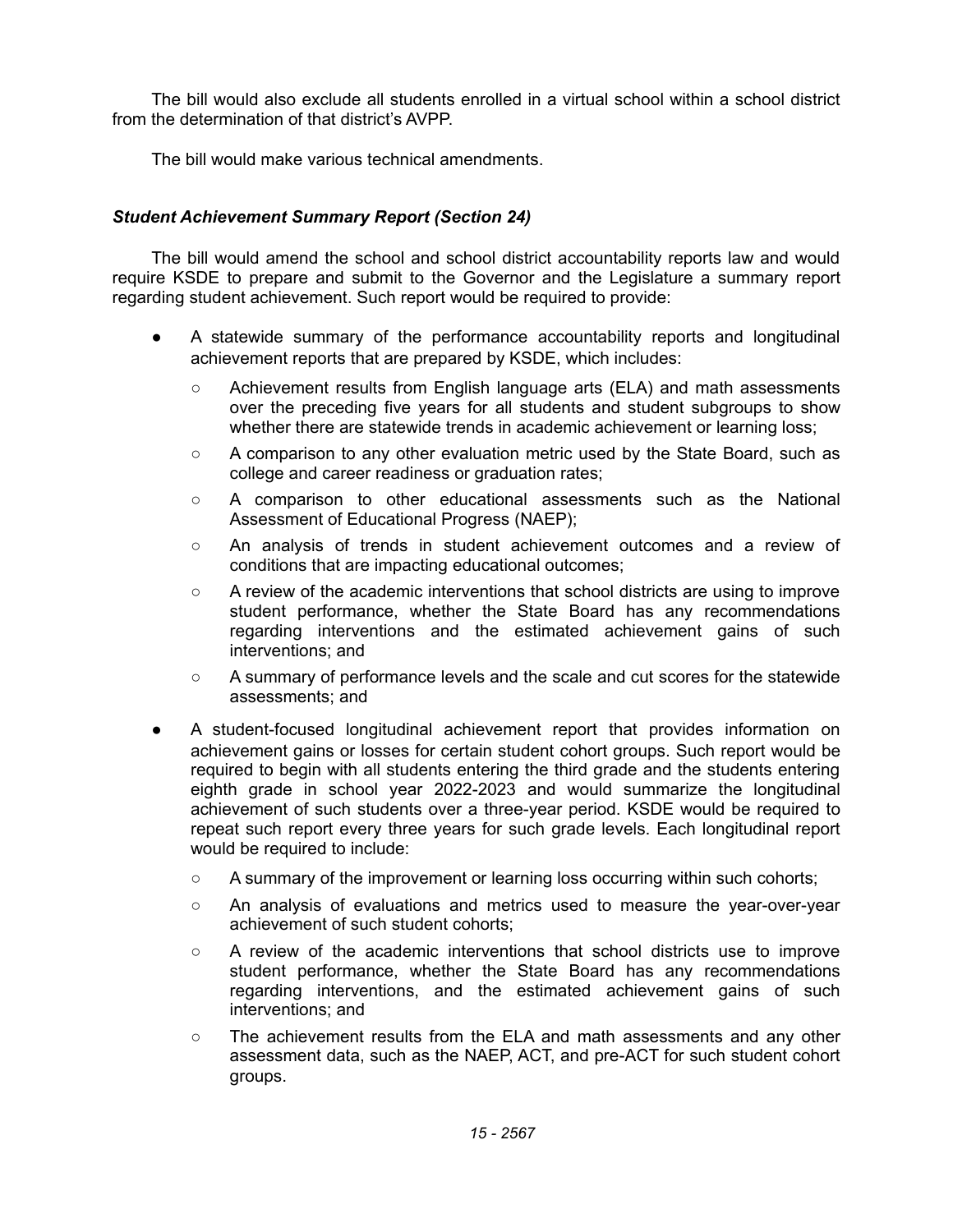The bill would also exclude all students enrolled in a virtual school within a school district from the determination of that district's AVPP.

The bill would make various technical amendments.

### *Student Achievement Summary Report (Section 24)*

The bill would amend the school and school district accountability reports law and would require KSDE to prepare and submit to the Governor and the Legislature a summary report regarding student achievement. Such report would be required to provide:

- A statewide summary of the performance accountability reports and longitudinal achievement reports that are prepared by KSDE, which includes:
  - Achievement results from English language arts (ELA) and math assessments over the preceding five years for all students and student subgroups to show whether there are statewide trends in academic achievement or learning loss;
  - A comparison to any other evaluation metric used by the State Board, such as college and career readiness or graduation rates;
  - A comparison to other educational assessments such as the National Assessment of Educational Progress (NAEP);
  - An analysis of trends in student achievement outcomes and a review of conditions that are impacting educational outcomes;
  - A review of the academic interventions that school districts are using to improve student performance, whether the State Board has any recommendations regarding interventions and the estimated achievement gains of such interventions; and
  - A summary of performance levels and the scale and cut scores for the statewide assessments; and
- A student-focused longitudinal achievement report that provides information on achievement gains or losses for certain student cohort groups. Such report would be required to begin with all students entering the third grade and the students entering eighth grade in school year 2022-2023 and would summarize the longitudinal achievement of such students over a three-year period. KSDE would be required to repeat such report every three years for such grade levels. Each longitudinal report would be required to include:
  - A summary of the improvement or learning loss occurring within such cohorts;
  - An analysis of evaluations and metrics used to measure the year-over-year achievement of such student cohorts;
  - A review of the academic interventions that school districts use to improve student performance, whether the State Board has any recommendations regarding interventions, and the estimated achievement gains of such interventions; and
  - The achievement results from the ELA and math assessments and any other assessment data, such as the NAEP, ACT, and pre-ACT for such student cohort groups.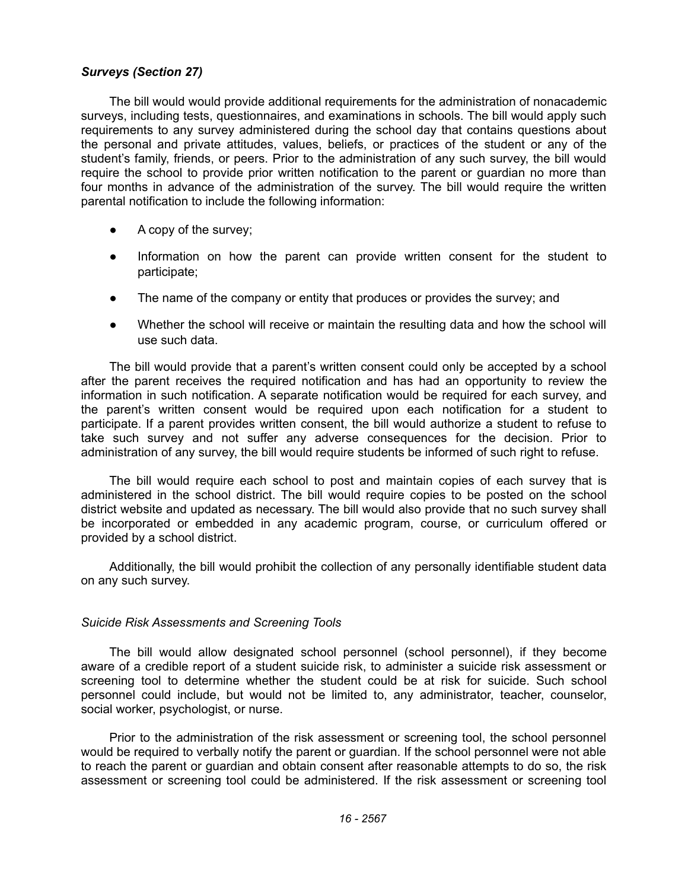***Surveys (Section 27)***

The bill would would provide additional requirements for the administration of nonacademic surveys, including tests, questionnaires, and examinations in schools. The bill would apply such requirements to any survey administered during the school day that contains questions about the personal and private attitudes, values, beliefs, or practices of the student or any of the student's family, friends, or peers. Prior to the administration of any such survey, the bill would require the school to provide prior written notification to the parent or guardian no more than four months in advance of the administration of the survey. The bill would require the written parental notification to include the following information:

- A copy of the survey;
- Information on how the parent can provide written consent for the student to participate;
- The name of the company or entity that produces or provides the survey; and
- Whether the school will receive or maintain the resulting data and how the school will use such data.

The bill would provide that a parent's written consent could only be accepted by a school after the parent receives the required notification and has had an opportunity to review the information in such notification. A separate notification would be required for each survey, and the parent's written consent would be required upon each notification for a student to participate. If a parent provides written consent, the bill would authorize a student to refuse to take such survey and not suffer any adverse consequences for the decision. Prior to administration of any survey, the bill would require students be informed of such right to refuse.

The bill would require each school to post and maintain copies of each survey that is administered in the school district. The bill would require copies to be posted on the school district website and updated as necessary. The bill would also provide that no such survey shall be incorporated or embedded in any academic program, course, or curriculum offered or provided by a school district.

Additionally, the bill would prohibit the collection of any personally identifiable student data on any such survey.

*Suicide Risk Assessments and Screening Tools*

The bill would allow designated school personnel (school personnel), if they become aware of a credible report of a student suicide risk, to administer a suicide risk assessment or screening tool to determine whether the student could be at risk for suicide. Such school personnel could include, but would not be limited to, any administrator, teacher, counselor, social worker, psychologist, or nurse.

Prior to the administration of the risk assessment or screening tool, the school personnel would be required to verbally notify the parent or guardian. If the school personnel were not able to reach the parent or guardian and obtain consent after reasonable attempts to do so, the risk assessment or screening tool could be administered. If the risk assessment or screening tool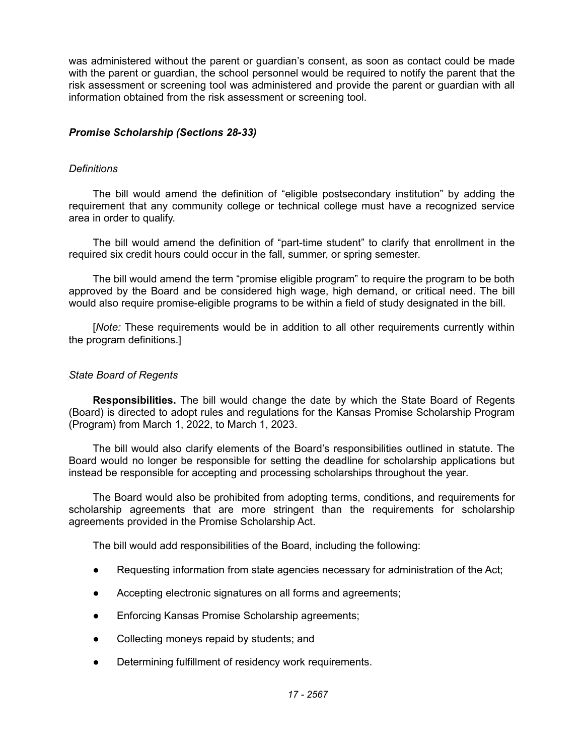was administered without the parent or guardian's consent, as soon as contact could be made with the parent or guardian, the school personnel would be required to notify the parent that the risk assessment or screening tool was administered and provide the parent or guardian with all information obtained from the risk assessment or screening tool.

### *Promise Scholarship (Sections 28-33)*

*Definitions*

The bill would amend the definition of "eligible postsecondary institution" by adding the requirement that any community college or technical college must have a recognized service area in order to qualify.

The bill would amend the definition of "part-time student" to clarify that enrollment in the required six credit hours could occur in the fall, summer, or spring semester.

The bill would amend the term "promise eligible program" to require the program to be both approved by the Board and be considered high wage, high demand, or critical need. The bill would also require promise-eligible programs to be within a field of study designated in the bill.

[*Note:* These requirements would be in addition to all other requirements currently within the program definitions.]

*State Board of Regents*

**Responsibilities.** The bill would change the date by which the State Board of Regents (Board) is directed to adopt rules and regulations for the Kansas Promise Scholarship Program (Program) from March 1, 2022, to March 1, 2023.

The bill would also clarify elements of the Board's responsibilities outlined in statute. The Board would no longer be responsible for setting the deadline for scholarship applications but instead be responsible for accepting and processing scholarships throughout the year.

The Board would also be prohibited from adopting terms, conditions, and requirements for scholarship agreements that are more stringent than the requirements for scholarship agreements provided in the Promise Scholarship Act.

The bill would add responsibilities of the Board, including the following:

- Requesting information from state agencies necessary for administration of the Act;
- Accepting electronic signatures on all forms and agreements;
- Enforcing Kansas Promise Scholarship agreements;
- Collecting moneys repaid by students; and
- Determining fulfillment of residency work requirements.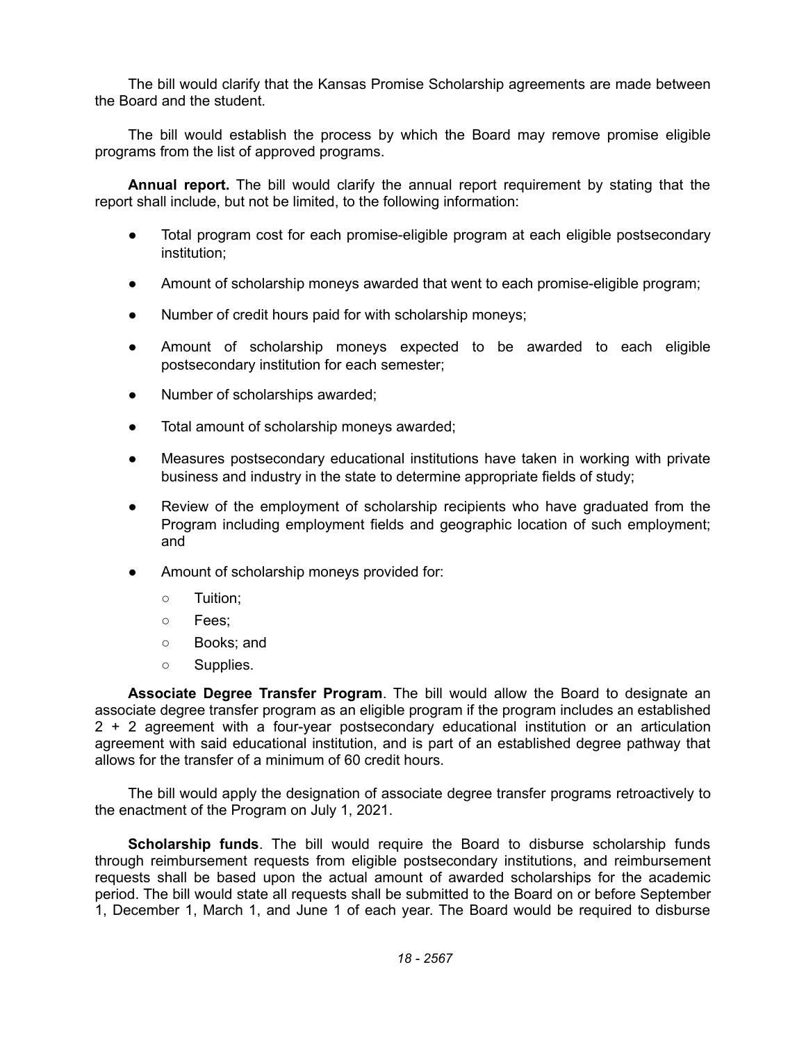The bill would clarify that the Kansas Promise Scholarship agreements are made between the Board and the student.

The bill would establish the process by which the Board may remove promise eligible programs from the list of approved programs.

**Annual report.** The bill would clarify the annual report requirement by stating that the report shall include, but not be limited, to the following information:

- Total program cost for each promise-eligible program at each eligible postsecondary institution;
- Amount of scholarship moneys awarded that went to each promise-eligible program;
- Number of credit hours paid for with scholarship moneys;
- Amount of scholarship moneys expected to be awarded to each eligible postsecondary institution for each semester;
- Number of scholarships awarded;
- Total amount of scholarship moneys awarded;
- Measures postsecondary educational institutions have taken in working with private business and industry in the state to determine appropriate fields of study;
- Review of the employment of scholarship recipients who have graduated from the Program including employment fields and geographic location of such employment; and
- Amount of scholarship moneys provided for:
  - Tuition;
  - Fees;
  - Books; and
  - Supplies.

**Associate Degree Transfer Program**. The bill would allow the Board to designate an associate degree transfer program as an eligible program if the program includes an established 2 + 2 agreement with a four-year postsecondary educational institution or an articulation agreement with said educational institution, and is part of an established degree pathway that allows for the transfer of a minimum of 60 credit hours.

The bill would apply the designation of associate degree transfer programs retroactively to the enactment of the Program on July 1, 2021.

**Scholarship funds**. The bill would require the Board to disburse scholarship funds through reimbursement requests from eligible postsecondary institutions, and reimbursement requests shall be based upon the actual amount of awarded scholarships for the academic period. The bill would state all requests shall be submitted to the Board on or before September 1, December 1, March 1, and June 1 of each year. The Board would be required to disburse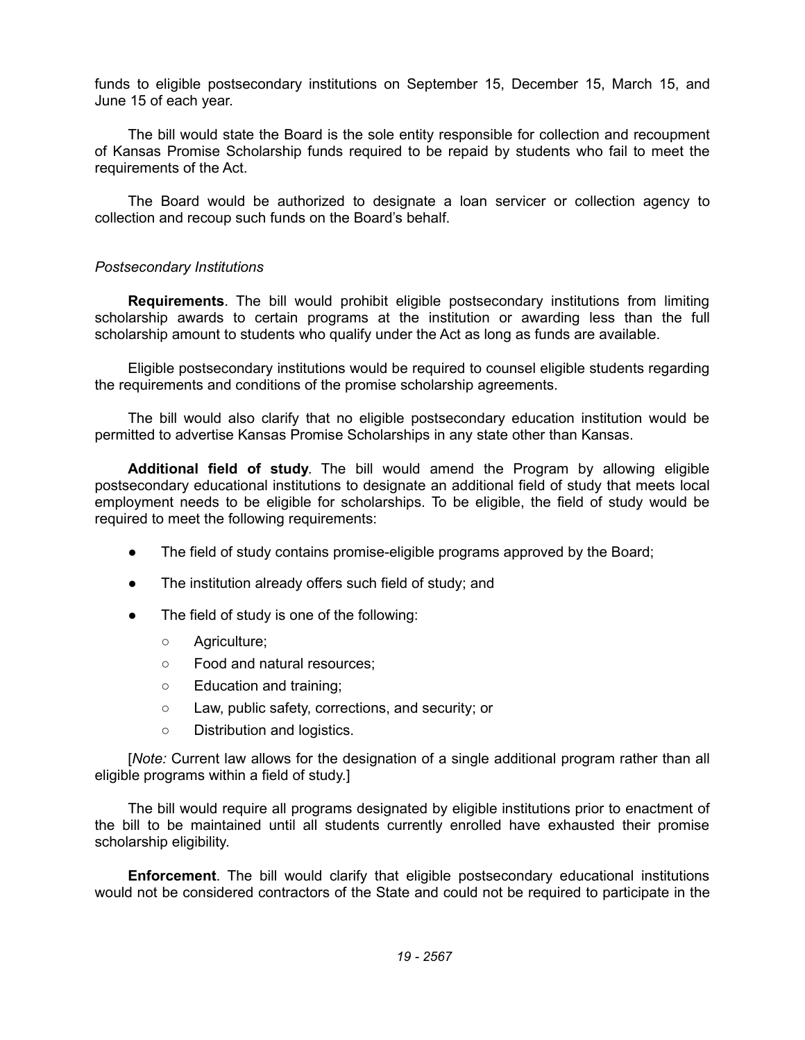funds to eligible postsecondary institutions on September 15, December 15, March 15, and June 15 of each year.

The bill would state the Board is the sole entity responsible for collection and recoupment of Kansas Promise Scholarship funds required to be repaid by students who fail to meet the requirements of the Act.

The Board would be authorized to designate a loan servicer or collection agency to collection and recoup such funds on the Board's behalf.

*Postsecondary Institutions*

**Requirements**. The bill would prohibit eligible postsecondary institutions from limiting scholarship awards to certain programs at the institution or awarding less than the full scholarship amount to students who qualify under the Act as long as funds are available.

Eligible postsecondary institutions would be required to counsel eligible students regarding the requirements and conditions of the promise scholarship agreements.

The bill would also clarify that no eligible postsecondary education institution would be permitted to advertise Kansas Promise Scholarships in any state other than Kansas.

**Additional field of study**. The bill would amend the Program by allowing eligible postsecondary educational institutions to designate an additional field of study that meets local employment needs to be eligible for scholarships. To be eligible, the field of study would be required to meet the following requirements:

- The field of study contains promise-eligible programs approved by the Board;
- The institution already offers such field of study; and
- The field of study is one of the following:
  - Agriculture;
  - Food and natural resources;
  - Education and training;
  - Law, public safety, corrections, and security; or
  - Distribution and logistics.

[*Note:* Current law allows for the designation of a single additional program rather than all eligible programs within a field of study.]

The bill would require all programs designated by eligible institutions prior to enactment of the bill to be maintained until all students currently enrolled have exhausted their promise scholarship eligibility.

**Enforcement**. The bill would clarify that eligible postsecondary educational institutions would not be considered contractors of the State and could not be required to participate in the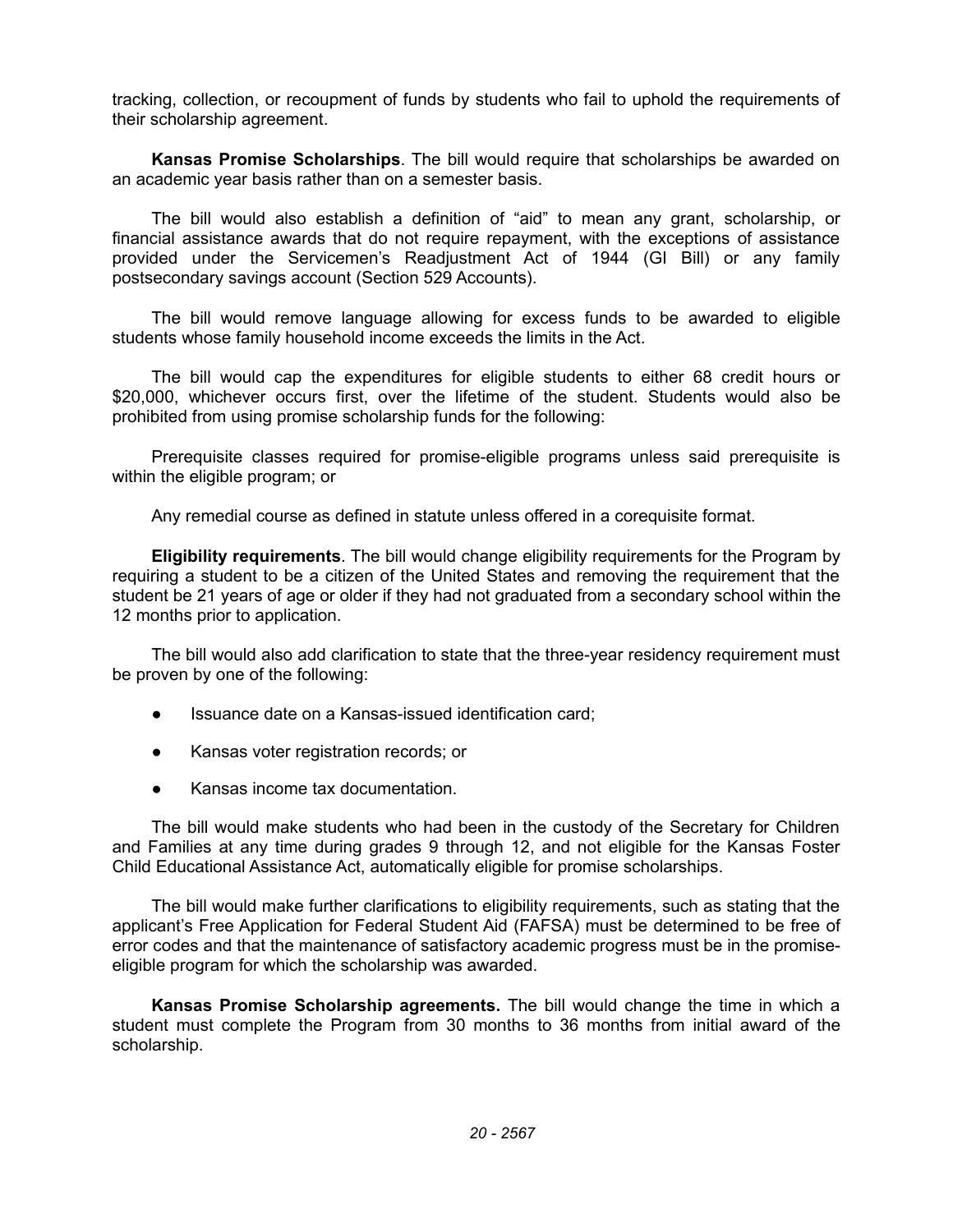tracking, collection, or recoupment of funds by students who fail to uphold the requirements of their scholarship agreement.

**Kansas Promise Scholarships**. The bill would require that scholarships be awarded on an academic year basis rather than on a semester basis.

The bill would also establish a definition of "aid" to mean any grant, scholarship, or financial assistance awards that do not require repayment, with the exceptions of assistance provided under the Servicemen's Readjustment Act of 1944 (GI Bill) or any family postsecondary savings account (Section 529 Accounts).

The bill would remove language allowing for excess funds to be awarded to eligible students whose family household income exceeds the limits in the Act.

The bill would cap the expenditures for eligible students to either 68 credit hours or $20,000, whichever occurs first, over the lifetime of the student. Students would also be prohibited from using promise scholarship funds for the following:

Prerequisite classes required for promise-eligible programs unless said prerequisite is within the eligible program; or

Any remedial course as defined in statute unless offered in a corequisite format.

**Eligibility requirements**. The bill would change eligibility requirements for the Program by requiring a student to be a citizen of the United States and removing the requirement that the student be 21 years of age or older if they had not graduated from a secondary school within the 12 months prior to application.

The bill would also add clarification to state that the three-year residency requirement must be proven by one of the following:

- Issuance date on a Kansas-issued identification card;
- Kansas voter registration records; or
- Kansas income tax documentation.

The bill would make students who had been in the custody of the Secretary for Children and Families at any time during grades 9 through 12, and not eligible for the Kansas Foster Child Educational Assistance Act, automatically eligible for promise scholarships.

The bill would make further clarifications to eligibility requirements, such as stating that the applicant's Free Application for Federal Student Aid (FAFSA) must be determined to be free of error codes and that the maintenance of satisfactory academic progress must be in the promise-eligible program for which the scholarship was awarded.

**Kansas Promise Scholarship agreements.** The bill would change the time in which a student must complete the Program from 30 months to 36 months from initial award of the scholarship.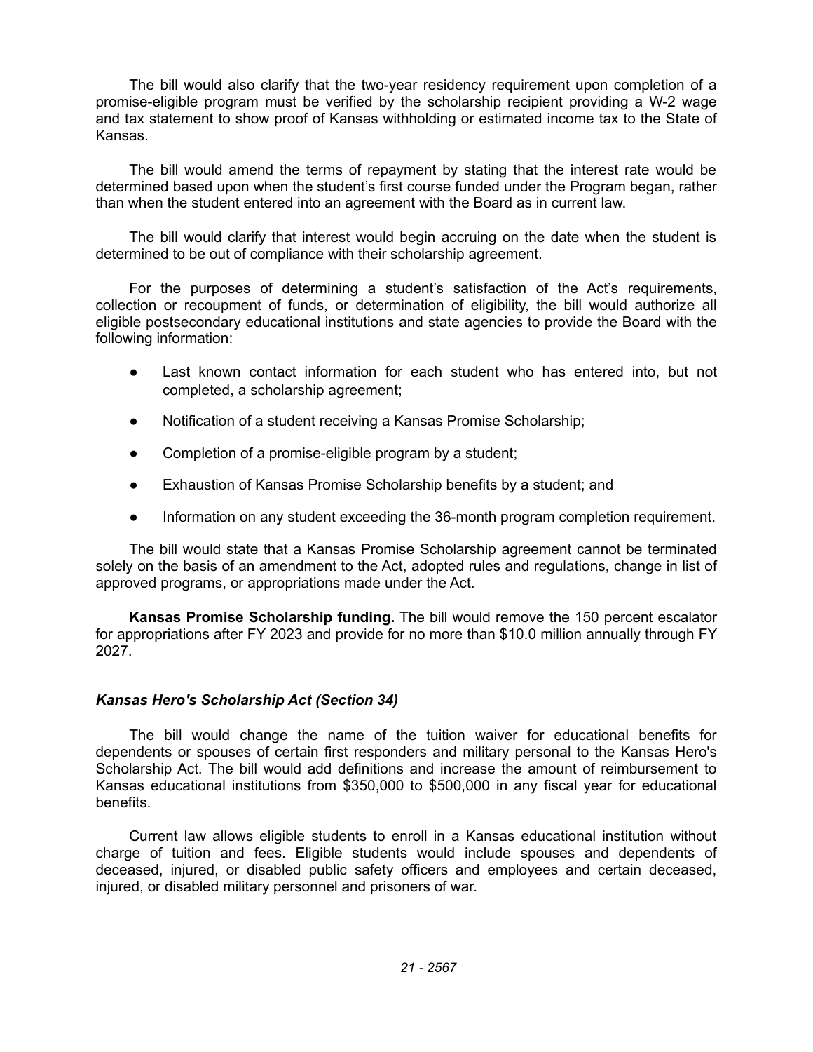The bill would also clarify that the two-year residency requirement upon completion of a promise-eligible program must be verified by the scholarship recipient providing a W-2 wage and tax statement to show proof of Kansas withholding or estimated income tax to the State of Kansas.

The bill would amend the terms of repayment by stating that the interest rate would be determined based upon when the student's first course funded under the Program began, rather than when the student entered into an agreement with the Board as in current law.

The bill would clarify that interest would begin accruing on the date when the student is determined to be out of compliance with their scholarship agreement.

For the purposes of determining a student's satisfaction of the Act's requirements, collection or recoupment of funds, or determination of eligibility, the bill would authorize all eligible postsecondary educational institutions and state agencies to provide the Board with the following information:

- Last known contact information for each student who has entered into, but not completed, a scholarship agreement;
- Notification of a student receiving a Kansas Promise Scholarship;
- Completion of a promise-eligible program by a student;
- Exhaustion of Kansas Promise Scholarship benefits by a student; and
- Information on any student exceeding the 36-month program completion requirement.

The bill would state that a Kansas Promise Scholarship agreement cannot be terminated solely on the basis of an amendment to the Act, adopted rules and regulations, change in list of approved programs, or appropriations made under the Act.

**Kansas Promise Scholarship funding.** The bill would remove the 150 percent escalator for appropriations after FY 2023 and provide for no more than $10.0 million annually through FY 2027.

### *Kansas Hero's Scholarship Act (Section 34)*

The bill would change the name of the tuition waiver for educational benefits for dependents or spouses of certain first responders and military personal to the Kansas Hero's Scholarship Act. The bill would add definitions and increase the amount of reimbursement to Kansas educational institutions from $350,000 to $500,000 in any fiscal year for educational benefits.

Current law allows eligible students to enroll in a Kansas educational institution without charge of tuition and fees. Eligible students would include spouses and dependents of deceased, injured, or disabled public safety officers and employees and certain deceased, injured, or disabled military personnel and prisoners of war.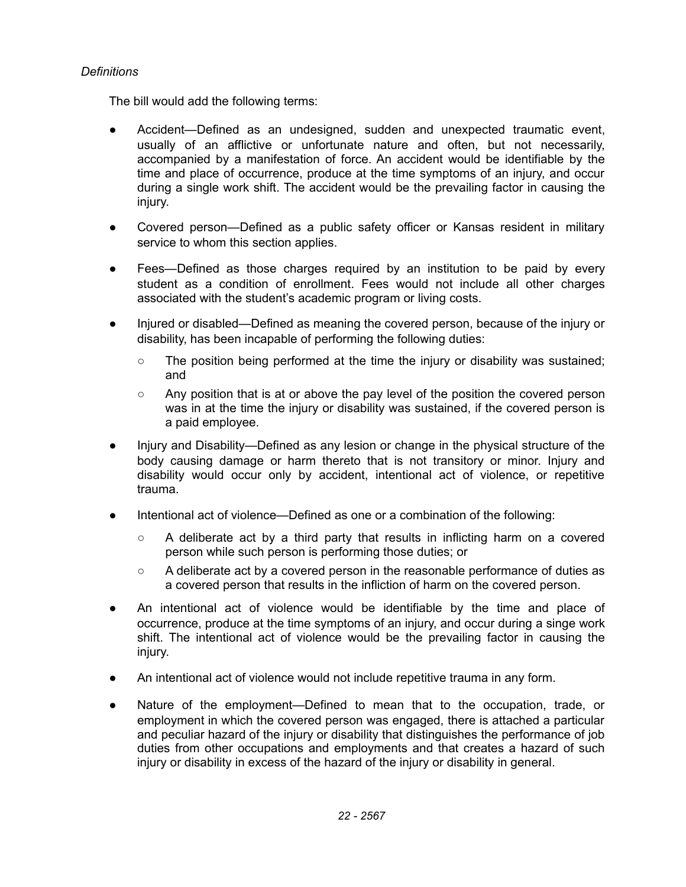*Definitions*

The bill would add the following terms:

- Accident—Defined as an undesigned, sudden and unexpected traumatic event, usually of an afflictive or unfortunate nature and often, but not necessarily, accompanied by a manifestation of force. An accident would be identifiable by the time and place of occurrence, produce at the time symptoms of an injury, and occur during a single work shift. The accident would be the prevailing factor in causing the injury.
- Covered person—Defined as a public safety officer or Kansas resident in military service to whom this section applies.
- Fees—Defined as those charges required by an institution to be paid by every student as a condition of enrollment. Fees would not include all other charges associated with the student's academic program or living costs.
- Injured or disabled—Defined as meaning the covered person, because of the injury or disability, has been incapable of performing the following duties:
  - The position being performed at the time the injury or disability was sustained; and
  - Any position that is at or above the pay level of the position the covered person was in at the time the injury or disability was sustained, if the covered person is a paid employee.
- Injury and Disability—Defined as any lesion or change in the physical structure of the body causing damage or harm thereto that is not transitory or minor. Injury and disability would occur only by accident, intentional act of violence, or repetitive trauma.
- Intentional act of violence—Defined as one or a combination of the following:
  - A deliberate act by a third party that results in inflicting harm on a covered person while such person is performing those duties; or
  - A deliberate act by a covered person in the reasonable performance of duties as a covered person that results in the infliction of harm on the covered person.
- An intentional act of violence would be identifiable by the time and place of occurrence, produce at the time symptoms of an injury, and occur during a singe work shift. The intentional act of violence would be the prevailing factor in causing the injury.
- An intentional act of violence would not include repetitive trauma in any form.
- Nature of the employment—Defined to mean that to the occupation, trade, or employment in which the covered person was engaged, there is attached a particular and peculiar hazard of the injury or disability that distinguishes the performance of job duties from other occupations and employments and that creates a hazard of such injury or disability in excess of the hazard of the injury or disability in general.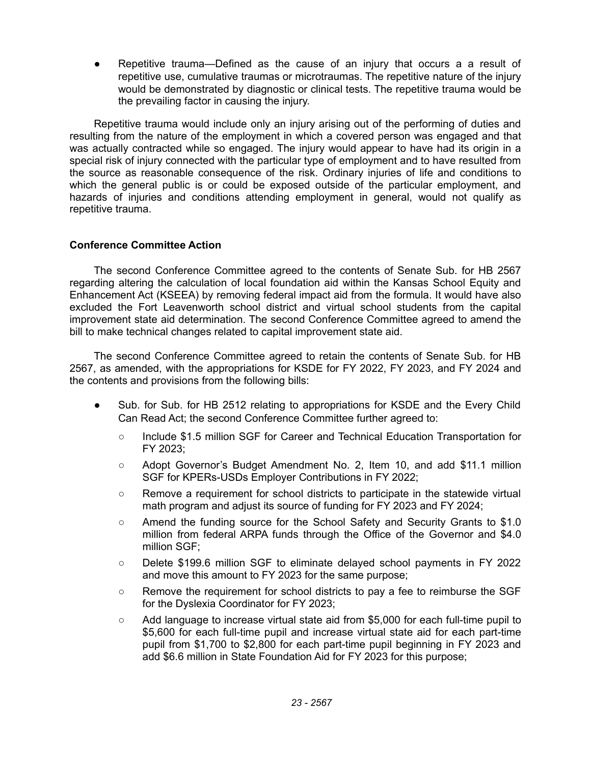- Repetitive trauma—Defined as the cause of an injury that occurs a a result of repetitive use, cumulative traumas or microtraumas. The repetitive nature of the injury would be demonstrated by diagnostic or clinical tests. The repetitive trauma would be the prevailing factor in causing the injury.

Repetitive trauma would include only an injury arising out of the performing of duties and resulting from the nature of the employment in which a covered person was engaged and that was actually contracted while so engaged. The injury would appear to have had its origin in a special risk of injury connected with the particular type of employment and to have resulted from the source as reasonable consequence of the risk. Ordinary injuries of life and conditions to which the general public is or could be exposed outside of the particular employment, and hazards of injuries and conditions attending employment in general, would not qualify as repetitive trauma.

**Conference Committee Action**

The second Conference Committee agreed to the contents of Senate Sub. for HB 2567 regarding altering the calculation of local foundation aid within the Kansas School Equity and Enhancement Act (KSEEA) by removing federal impact aid from the formula. It would have also excluded the Fort Leavenworth school district and virtual school students from the capital improvement state aid determination. The second Conference Committee agreed to amend the bill to make technical changes related to capital improvement state aid.

The second Conference Committee agreed to retain the contents of Senate Sub. for HB 2567, as amended, with the appropriations for KSDE for FY 2022, FY 2023, and FY 2024 and the contents and provisions from the following bills:

- Sub. for Sub. for HB 2512 relating to appropriations for KSDE and the Every Child Can Read Act; the second Conference Committee further agreed to:
  - Include $1.5 million SGF for Career and Technical Education Transportation for FY 2023;
  - Adopt Governor's Budget Amendment No. 2, Item 10, and add $11.1 million SGF for KPERs-USDs Employer Contributions in FY 2022;
  - Remove a requirement for school districts to participate in the statewide virtual math program and adjust its source of funding for FY 2023 and FY 2024;
  - Amend the funding source for the School Safety and Security Grants to $1.0 million from federal ARPA funds through the Office of the Governor and $4.0 million SGF;
  - Delete $199.6 million SGF to eliminate delayed school payments in FY 2022 and move this amount to FY 2023 for the same purpose;
  - Remove the requirement for school districts to pay a fee to reimburse the SGF for the Dyslexia Coordinator for FY 2023;
  - Add language to increase virtual state aid from $5,000 for each full-time pupil to $5,600 for each full-time pupil and increase virtual state aid for each part-time pupil from $1,700 to $2,800 for each part-time pupil beginning in FY 2023 and add $6.6 million in State Foundation Aid for FY 2023 for this purpose;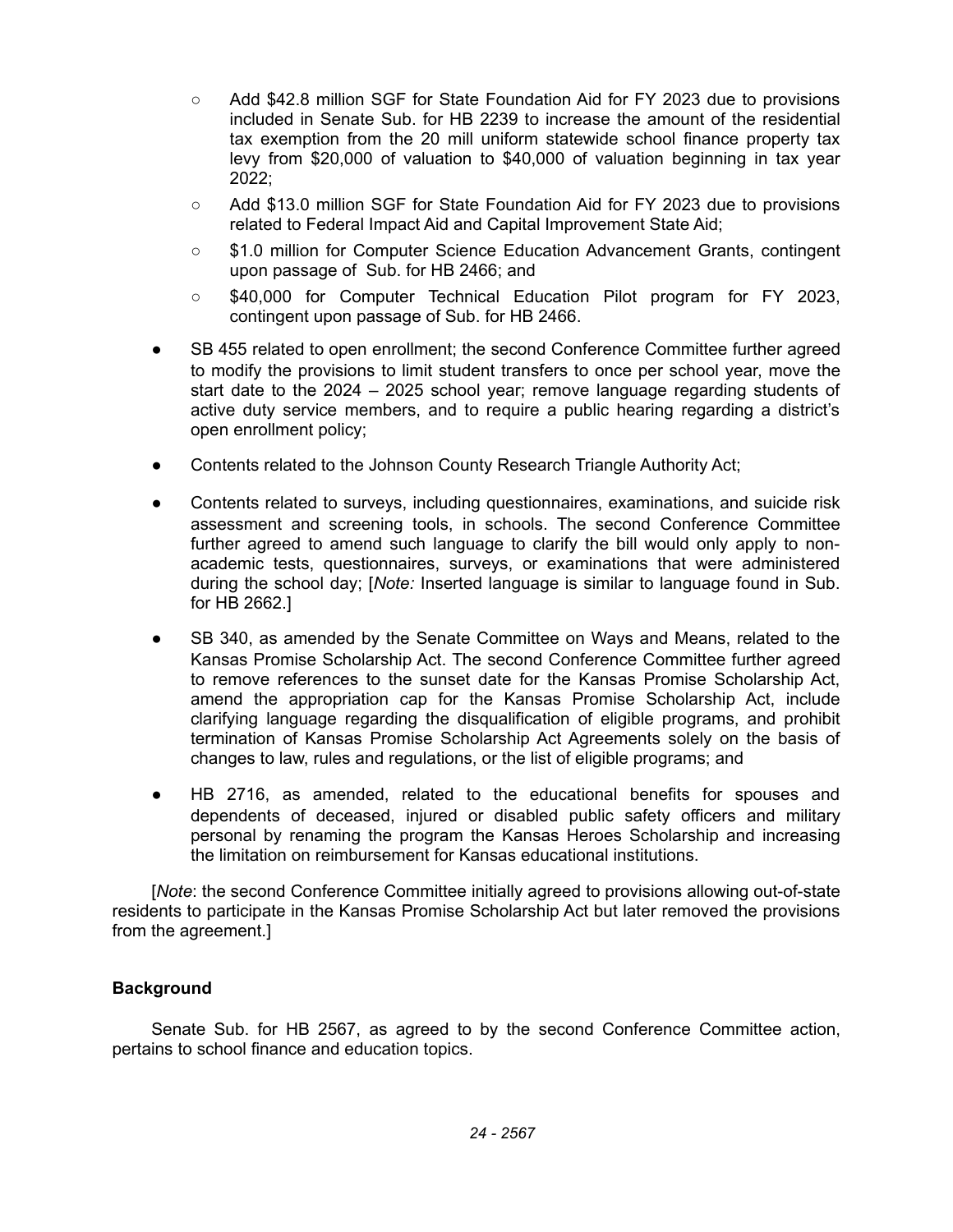- Add $42.8 million SGF for State Foundation Aid for FY 2023 due to provisions included in Senate Sub. for HB 2239 to increase the amount of the residential tax exemption from the 20 mill uniform statewide school finance property tax levy from $20,000 of valuation to $40,000 of valuation beginning in tax year 2022;
  - Add $13.0 million SGF for State Foundation Aid for FY 2023 due to provisions related to Federal Impact Aid and Capital Improvement State Aid;
  - $1.0 million for Computer Science Education Advancement Grants, contingent upon passage of Sub. for HB 2466; and
  - $40,000 for Computer Technical Education Pilot program for FY 2023, contingent upon passage of Sub. for HB 2466.
- SB 455 related to open enrollment; the second Conference Committee further agreed to modify the provisions to limit student transfers to once per school year, move the start date to the 2024 – 2025 school year; remove language regarding students of active duty service members, and to require a public hearing regarding a district's open enrollment policy;
- Contents related to the Johnson County Research Triangle Authority Act;
- Contents related to surveys, including questionnaires, examinations, and suicide risk assessment and screening tools, in schools. The second Conference Committee further agreed to amend such language to clarify the bill would only apply to non-academic tests, questionnaires, surveys, or examinations that were administered during the school day; [*Note:* Inserted language is similar to language found in Sub. for HB 2662.]
- SB 340, as amended by the Senate Committee on Ways and Means, related to the Kansas Promise Scholarship Act. The second Conference Committee further agreed to remove references to the sunset date for the Kansas Promise Scholarship Act, amend the appropriation cap for the Kansas Promise Scholarship Act, include clarifying language regarding the disqualification of eligible programs, and prohibit termination of Kansas Promise Scholarship Act Agreements solely on the basis of changes to law, rules and regulations, or the list of eligible programs; and
- HB 2716, as amended, related to the educational benefits for spouses and dependents of deceased, injured or disabled public safety officers and military personal by renaming the program the Kansas Heroes Scholarship and increasing the limitation on reimbursement for Kansas educational institutions.

[*Note*: the second Conference Committee initially agreed to provisions allowing out-of-state residents to participate in the Kansas Promise Scholarship Act but later removed the provisions from the agreement.]

## Background

Senate Sub. for HB 2567, as agreed to by the second Conference Committee action, pertains to school finance and education topics.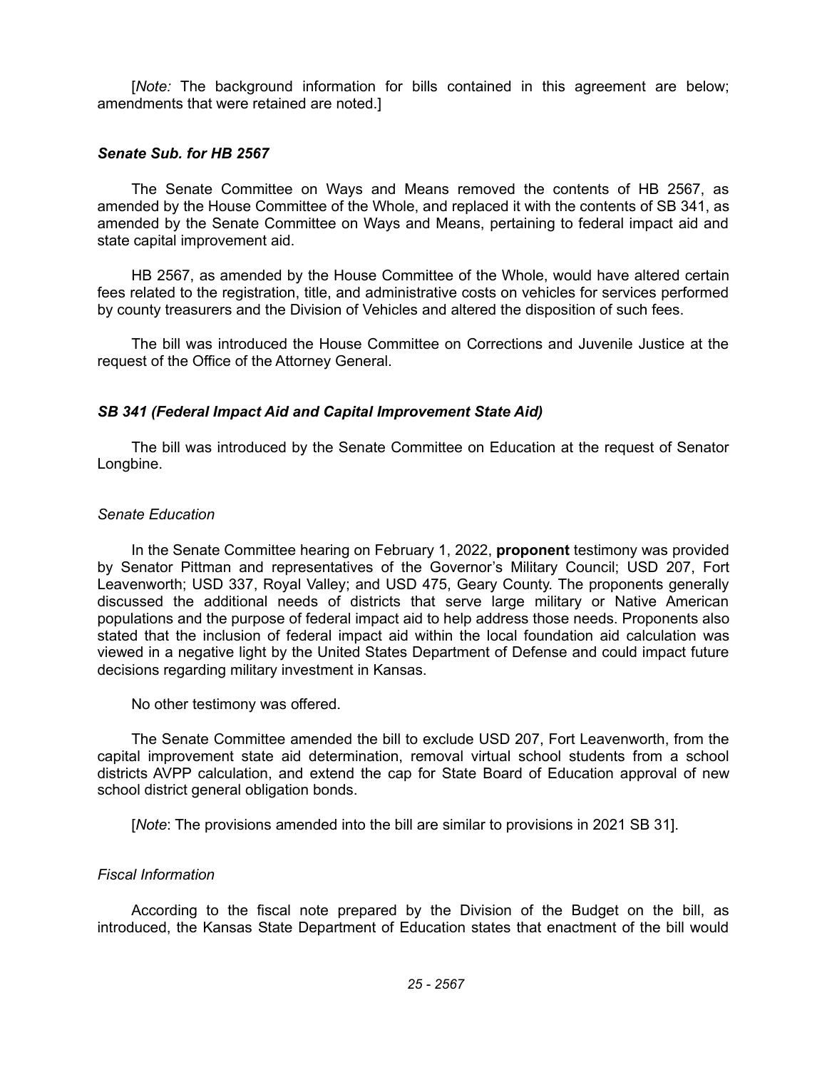[*Note:* The background information for bills contained in this agreement are below; amendments that were retained are noted.]

### *Senate Sub. for HB 2567*

The Senate Committee on Ways and Means removed the contents of HB 2567, as amended by the House Committee of the Whole, and replaced it with the contents of SB 341, as amended by the Senate Committee on Ways and Means, pertaining to federal impact aid and state capital improvement aid.

HB 2567, as amended by the House Committee of the Whole, would have altered certain fees related to the registration, title, and administrative costs on vehicles for services performed by county treasurers and the Division of Vehicles and altered the disposition of such fees.

The bill was introduced the House Committee on Corrections and Juvenile Justice at the request of the Office of the Attorney General.

### *SB 341 (Federal Impact Aid and Capital Improvement State Aid)*

The bill was introduced by the Senate Committee on Education at the request of Senator Longbine.

#### *Senate Education*

In the Senate Committee hearing on February 1, 2022, **proponent** testimony was provided by Senator Pittman and representatives of the Governor's Military Council; USD 207, Fort Leavenworth; USD 337, Royal Valley; and USD 475, Geary County. The proponents generally discussed the additional needs of districts that serve large military or Native American populations and the purpose of federal impact aid to help address those needs. Proponents also stated that the inclusion of federal impact aid within the local foundation aid calculation was viewed in a negative light by the United States Department of Defense and could impact future decisions regarding military investment in Kansas.

No other testimony was offered.

The Senate Committee amended the bill to exclude USD 207, Fort Leavenworth, from the capital improvement state aid determination, removal virtual school students from a school districts AVPP calculation, and extend the cap for State Board of Education approval of new school district general obligation bonds.

[*Note*: The provisions amended into the bill are similar to provisions in 2021 SB 31].

#### *Fiscal Information*

According to the fiscal note prepared by the Division of the Budget on the bill, as introduced, the Kansas State Department of Education states that enactment of the bill would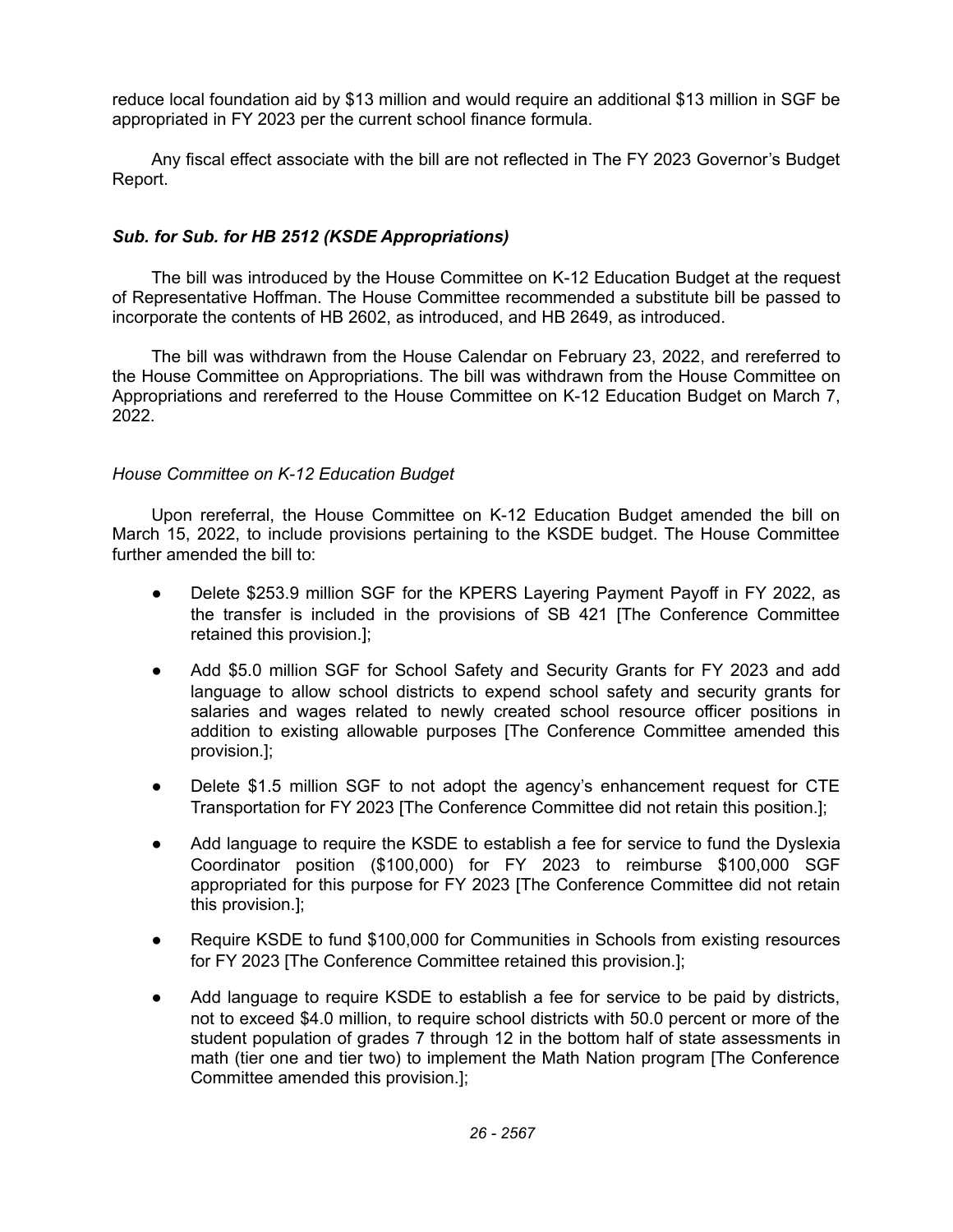reduce local foundation aid by $13 million and would require an additional $13 million in SGF be appropriated in FY 2023 per the current school finance formula.

Any fiscal effect associate with the bill are not reflected in The FY 2023 Governor's Budget Report.

### *Sub. for Sub. for HB 2512 (KSDE Appropriations)*

The bill was introduced by the House Committee on K-12 Education Budget at the request of Representative Hoffman. The House Committee recommended a substitute bill be passed to incorporate the contents of HB 2602, as introduced, and HB 2649, as introduced.

The bill was withdrawn from the House Calendar on February 23, 2022, and rereferred to the House Committee on Appropriations. The bill was withdrawn from the House Committee on Appropriations and rereferred to the House Committee on K-12 Education Budget on March 7, 2022.

#### *House Committee on K-12 Education Budget*

Upon rereferral, the House Committee on K-12 Education Budget amended the bill on March 15, 2022, to include provisions pertaining to the KSDE budget. The House Committee further amended the bill to:

- Delete $253.9 million SGF for the KPERS Layering Payment Payoff in FY 2022, as the transfer is included in the provisions of SB 421 [The Conference Committee retained this provision.];
- Add $5.0 million SGF for School Safety and Security Grants for FY 2023 and add language to allow school districts to expend school safety and security grants for salaries and wages related to newly created school resource officer positions in addition to existing allowable purposes [The Conference Committee amended this provision.];
- Delete $1.5 million SGF to not adopt the agency's enhancement request for CTE Transportation for FY 2023 [The Conference Committee did not retain this position.];
- Add language to require the KSDE to establish a fee for service to fund the Dyslexia Coordinator position ($100,000) for FY 2023 to reimburse $100,000 SGF appropriated for this purpose for FY 2023 [The Conference Committee did not retain this provision.];
- Require KSDE to fund $100,000 for Communities in Schools from existing resources for FY 2023 [The Conference Committee retained this provision.];
- Add language to require KSDE to establish a fee for service to be paid by districts, not to exceed $4.0 million, to require school districts with 50.0 percent or more of the student population of grades 7 through 12 in the bottom half of state assessments in math (tier one and tier two) to implement the Math Nation program [The Conference Committee amended this provision.];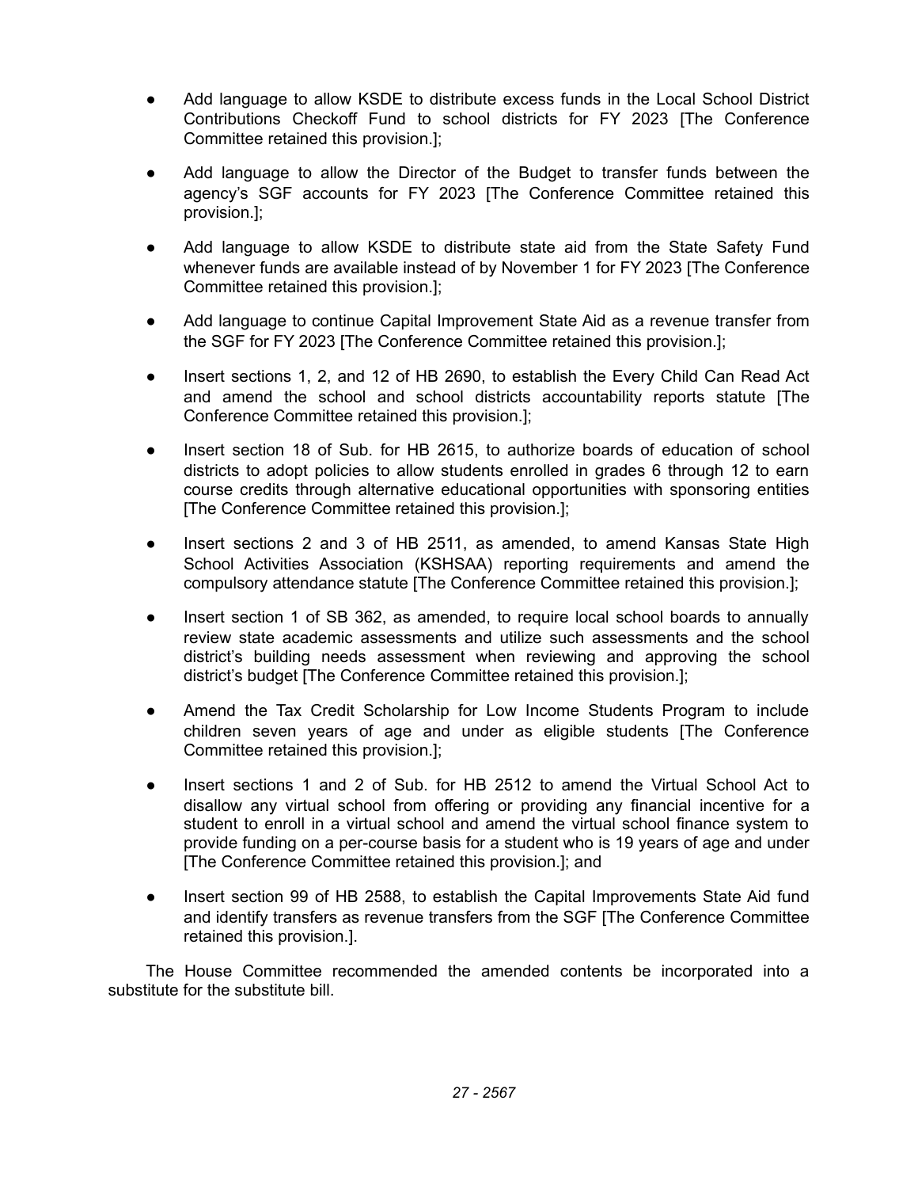- Add language to allow KSDE to distribute excess funds in the Local School District Contributions Checkoff Fund to school districts for FY 2023 [The Conference Committee retained this provision.];
- Add language to allow the Director of the Budget to transfer funds between the agency's SGF accounts for FY 2023 [The Conference Committee retained this provision.];
- Add language to allow KSDE to distribute state aid from the State Safety Fund whenever funds are available instead of by November 1 for FY 2023 [The Conference Committee retained this provision.];
- Add language to continue Capital Improvement State Aid as a revenue transfer from the SGF for FY 2023 [The Conference Committee retained this provision.];
- Insert sections 1, 2, and 12 of HB 2690, to establish the Every Child Can Read Act and amend the school and school districts accountability reports statute [The Conference Committee retained this provision.];
- Insert section 18 of Sub. for HB 2615, to authorize boards of education of school districts to adopt policies to allow students enrolled in grades 6 through 12 to earn course credits through alternative educational opportunities with sponsoring entities [The Conference Committee retained this provision.];
- Insert sections 2 and 3 of HB 2511, as amended, to amend Kansas State High School Activities Association (KSHSAA) reporting requirements and amend the compulsory attendance statute [The Conference Committee retained this provision.];
- Insert section 1 of SB 362, as amended, to require local school boards to annually review state academic assessments and utilize such assessments and the school district's building needs assessment when reviewing and approving the school district's budget [The Conference Committee retained this provision.];
- Amend the Tax Credit Scholarship for Low Income Students Program to include children seven years of age and under as eligible students [The Conference Committee retained this provision.];
- Insert sections 1 and 2 of Sub. for HB 2512 to amend the Virtual School Act to disallow any virtual school from offering or providing any financial incentive for a student to enroll in a virtual school and amend the virtual school finance system to provide funding on a per-course basis for a student who is 19 years of age and under [The Conference Committee retained this provision.]; and
- Insert section 99 of HB 2588, to establish the Capital Improvements State Aid fund and identify transfers as revenue transfers from the SGF [The Conference Committee retained this provision.].

The House Committee recommended the amended contents be incorporated into a substitute for the substitute bill.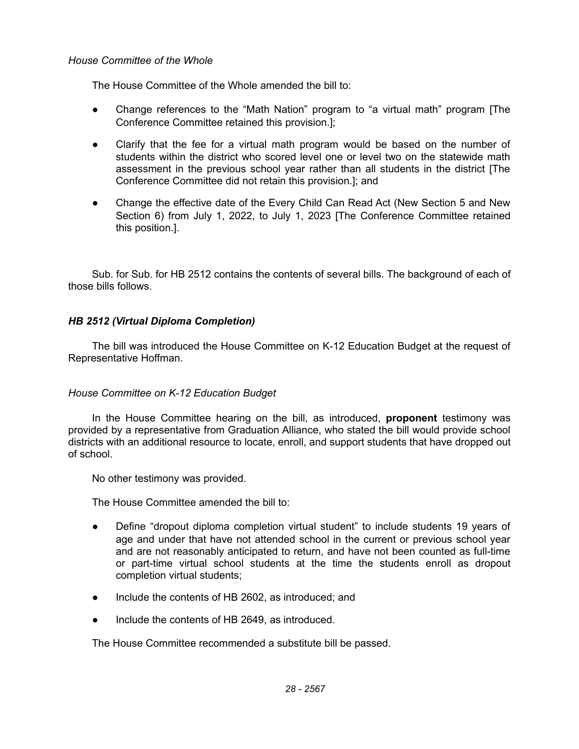*House Committee of the Whole*

The House Committee of the Whole amended the bill to:

- Change references to the "Math Nation" program to "a virtual math" program [The Conference Committee retained this provision.];
- Clarify that the fee for a virtual math program would be based on the number of students within the district who scored level one or level two on the statewide math assessment in the previous school year rather than all students in the district [The Conference Committee did not retain this provision.]; and
- Change the effective date of the Every Child Can Read Act (New Section 5 and New Section 6) from July 1, 2022, to July 1, 2023 [The Conference Committee retained this position.].

Sub. for Sub. for HB 2512 contains the contents of several bills. The background of each of those bills follows.

### *HB 2512 (Virtual Diploma Completion)*

The bill was introduced the House Committee on K-12 Education Budget at the request of Representative Hoffman.

*House Committee on K-12 Education Budget*

In the House Committee hearing on the bill, as introduced, **proponent** testimony was provided by a representative from Graduation Alliance, who stated the bill would provide school districts with an additional resource to locate, enroll, and support students that have dropped out of school.

No other testimony was provided.

The House Committee amended the bill to:

- Define "dropout diploma completion virtual student" to include students 19 years of age and under that have not attended school in the current or previous school year and are not reasonably anticipated to return, and have not been counted as full-time or part-time virtual school students at the time the students enroll as dropout completion virtual students;
- Include the contents of HB 2602, as introduced; and
- Include the contents of HB 2649, as introduced.

The House Committee recommended a substitute bill be passed.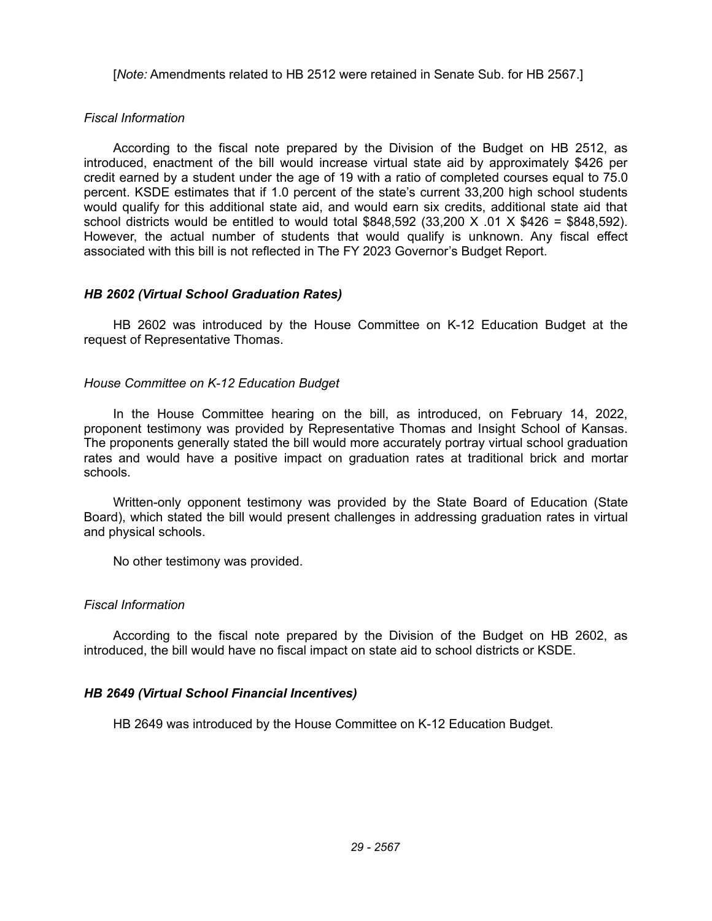[*Note:* Amendments related to HB 2512 were retained in Senate Sub. for HB 2567.]

*Fiscal Information*

According to the fiscal note prepared by the Division of the Budget on HB 2512, as introduced, enactment of the bill would increase virtual state aid by approximately $426 per credit earned by a student under the age of 19 with a ratio of completed courses equal to 75.0 percent. KSDE estimates that if 1.0 percent of the state's current 33,200 high school students would qualify for this additional state aid, and would earn six credits, additional state aid that school districts would be entitled to would total $848,592 (33,200 X .01 X $426 = $848,592). However, the actual number of students that would qualify is unknown. Any fiscal effect associated with this bill is not reflected in The FY 2023 Governor's Budget Report.

### *HB 2602 (Virtual School Graduation Rates)*

HB 2602 was introduced by the House Committee on K-12 Education Budget at the request of Representative Thomas.

*House Committee on K-12 Education Budget*

In the House Committee hearing on the bill, as introduced, on February 14, 2022, proponent testimony was provided by Representative Thomas and Insight School of Kansas. The proponents generally stated the bill would more accurately portray virtual school graduation rates and would have a positive impact on graduation rates at traditional brick and mortar schools.

Written-only opponent testimony was provided by the State Board of Education (State Board), which stated the bill would present challenges in addressing graduation rates in virtual and physical schools.

No other testimony was provided.

*Fiscal Information*

According to the fiscal note prepared by the Division of the Budget on HB 2602, as introduced, the bill would have no fiscal impact on state aid to school districts or KSDE.

### *HB 2649 (Virtual School Financial Incentives)*

HB 2649 was introduced by the House Committee on K-12 Education Budget.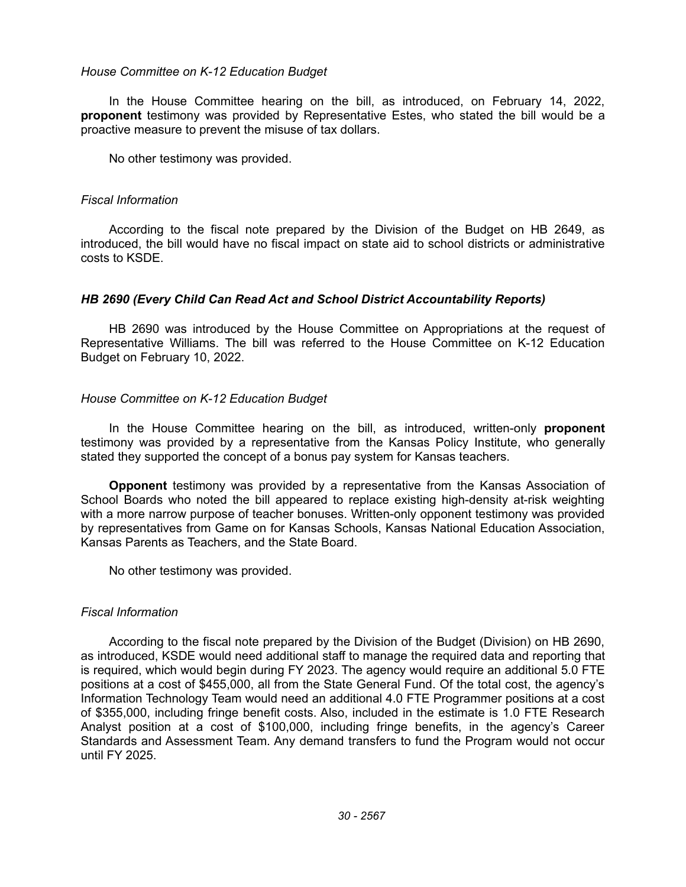*House Committee on K-12 Education Budget*

In the House Committee hearing on the bill, as introduced, on February 14, 2022, **proponent** testimony was provided by Representative Estes, who stated the bill would be a proactive measure to prevent the misuse of tax dollars.

No other testimony was provided.

*Fiscal Information*

According to the fiscal note prepared by the Division of the Budget on HB 2649, as introduced, the bill would have no fiscal impact on state aid to school districts or administrative costs to KSDE.

***HB 2690 (Every Child Can Read Act and School District Accountability Reports)***

HB 2690 was introduced by the House Committee on Appropriations at the request of Representative Williams. The bill was referred to the House Committee on K-12 Education Budget on February 10, 2022.

*House Committee on K-12 Education Budget*

In the House Committee hearing on the bill, as introduced, written-only **proponent** testimony was provided by a representative from the Kansas Policy Institute, who generally stated they supported the concept of a bonus pay system for Kansas teachers.

**Opponent** testimony was provided by a representative from the Kansas Association of School Boards who noted the bill appeared to replace existing high-density at-risk weighting with a more narrow purpose of teacher bonuses. Written-only opponent testimony was provided by representatives from Game on for Kansas Schools, Kansas National Education Association, Kansas Parents as Teachers, and the State Board.

No other testimony was provided.

*Fiscal Information*

According to the fiscal note prepared by the Division of the Budget (Division) on HB 2690, as introduced, KSDE would need additional staff to manage the required data and reporting that is required, which would begin during FY 2023. The agency would require an additional 5.0 FTE positions at a cost of $455,000, all from the State General Fund. Of the total cost, the agency's Information Technology Team would need an additional 4.0 FTE Programmer positions at a cost of $355,000, including fringe benefit costs. Also, included in the estimate is 1.0 FTE Research Analyst position at a cost of $100,000, including fringe benefits, in the agency's Career Standards and Assessment Team. Any demand transfers to fund the Program would not occur until FY 2025.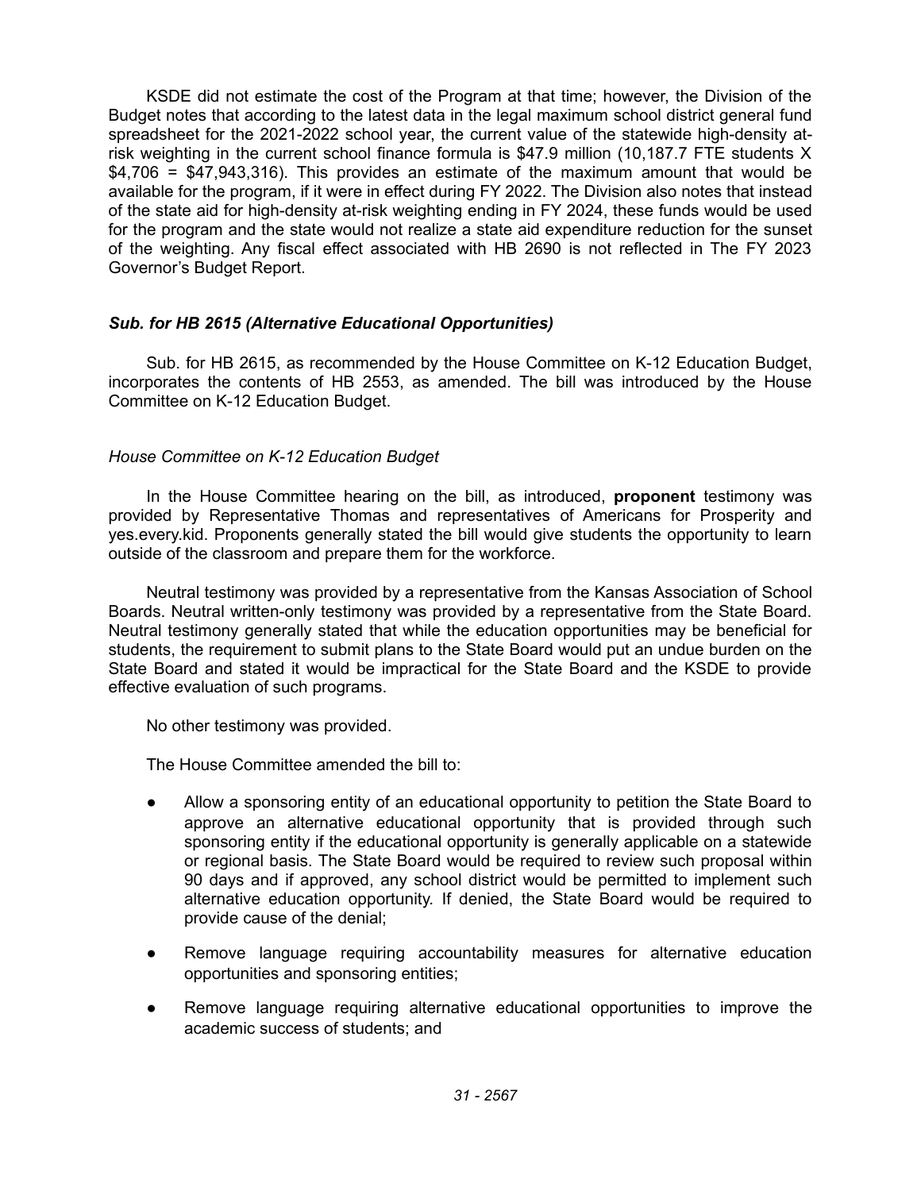KSDE did not estimate the cost of the Program at that time; however, the Division of the Budget notes that according to the latest data in the legal maximum school district general fund spreadsheet for the 2021-2022 school year, the current value of the statewide high-density at-risk weighting in the current school finance formula is $47.9 million (10,187.7 FTE students X $4,706 = $47,943,316). This provides an estimate of the maximum amount that would be available for the program, if it were in effect during FY 2022. The Division also notes that instead of the state aid for high-density at-risk weighting ending in FY 2024, these funds would be used for the program and the state would not realize a state aid expenditure reduction for the sunset of the weighting. Any fiscal effect associated with HB 2690 is not reflected in The FY 2023 Governor's Budget Report.

### *Sub. for HB 2615 (Alternative Educational Opportunities)*

Sub. for HB 2615, as recommended by the House Committee on K-12 Education Budget, incorporates the contents of HB 2553, as amended. The bill was introduced by the House Committee on K-12 Education Budget.

#### *House Committee on K-12 Education Budget*

In the House Committee hearing on the bill, as introduced, **proponent** testimony was provided by Representative Thomas and representatives of Americans for Prosperity and yes.every.kid. Proponents generally stated the bill would give students the opportunity to learn outside of the classroom and prepare them for the workforce.

Neutral testimony was provided by a representative from the Kansas Association of School Boards. Neutral written-only testimony was provided by a representative from the State Board. Neutral testimony generally stated that while the education opportunities may be beneficial for students, the requirement to submit plans to the State Board would put an undue burden on the State Board and stated it would be impractical for the State Board and the KSDE to provide effective evaluation of such programs.

No other testimony was provided.

The House Committee amended the bill to:

- Allow a sponsoring entity of an educational opportunity to petition the State Board to approve an alternative educational opportunity that is provided through such sponsoring entity if the educational opportunity is generally applicable on a statewide or regional basis. The State Board would be required to review such proposal within 90 days and if approved, any school district would be permitted to implement such alternative education opportunity. If denied, the State Board would be required to provide cause of the denial;
- Remove language requiring accountability measures for alternative education opportunities and sponsoring entities;
- Remove language requiring alternative educational opportunities to improve the academic success of students; and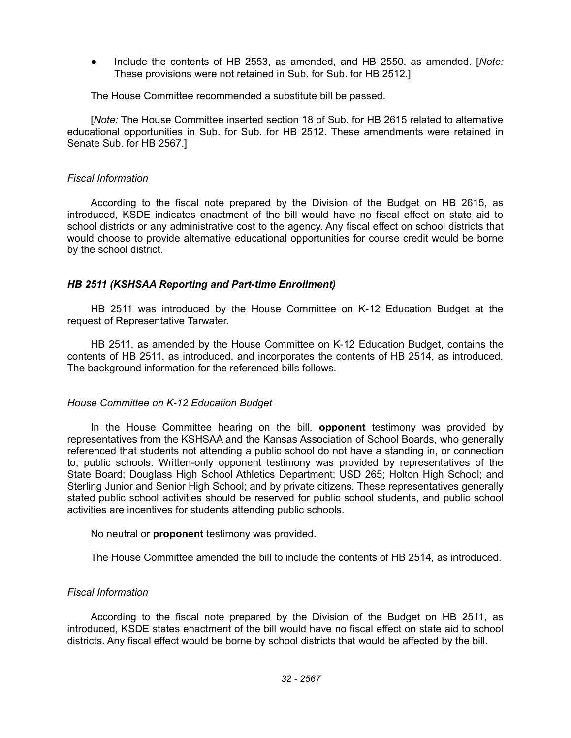- Include the contents of HB 2553, as amended, and HB 2550, as amended. [*Note:* These provisions were not retained in Sub. for Sub. for HB 2512.]

The House Committee recommended a substitute bill be passed.

[*Note:* The House Committee inserted section 18 of Sub. for HB 2615 related to alternative educational opportunities in Sub. for Sub. for HB 2512. These amendments were retained in Senate Sub. for HB 2567.]

*Fiscal Information*

According to the fiscal note prepared by the Division of the Budget on HB 2615, as introduced, KSDE indicates enactment of the bill would have no fiscal effect on state aid to school districts or any administrative cost to the agency. Any fiscal effect on school districts that would choose to provide alternative educational opportunities for course credit would be borne by the school district.

### *HB 2511 (KSHSAA Reporting and Part-time Enrollment)*

HB 2511 was introduced by the House Committee on K-12 Education Budget at the request of Representative Tarwater.

HB 2511, as amended by the House Committee on K-12 Education Budget, contains the contents of HB 2511, as introduced, and incorporates the contents of HB 2514, as introduced. The background information for the referenced bills follows.

*House Committee on K-12 Education Budget*

In the House Committee hearing on the bill, **opponent** testimony was provided by representatives from the KSHSAA and the Kansas Association of School Boards, who generally referenced that students not attending a public school do not have a standing in, or connection to, public schools. Written-only opponent testimony was provided by representatives of the State Board; Douglass High School Athletics Department; USD 265; Holton High School; and Sterling Junior and Senior High School; and by private citizens. These representatives generally stated public school activities should be reserved for public school students, and public school activities are incentives for students attending public schools.

No neutral or **proponent** testimony was provided.

The House Committee amended the bill to include the contents of HB 2514, as introduced.

*Fiscal Information*

According to the fiscal note prepared by the Division of the Budget on HB 2511, as introduced, KSDE states enactment of the bill would have no fiscal effect on state aid to school districts. Any fiscal effect would be borne by school districts that would be affected by the bill.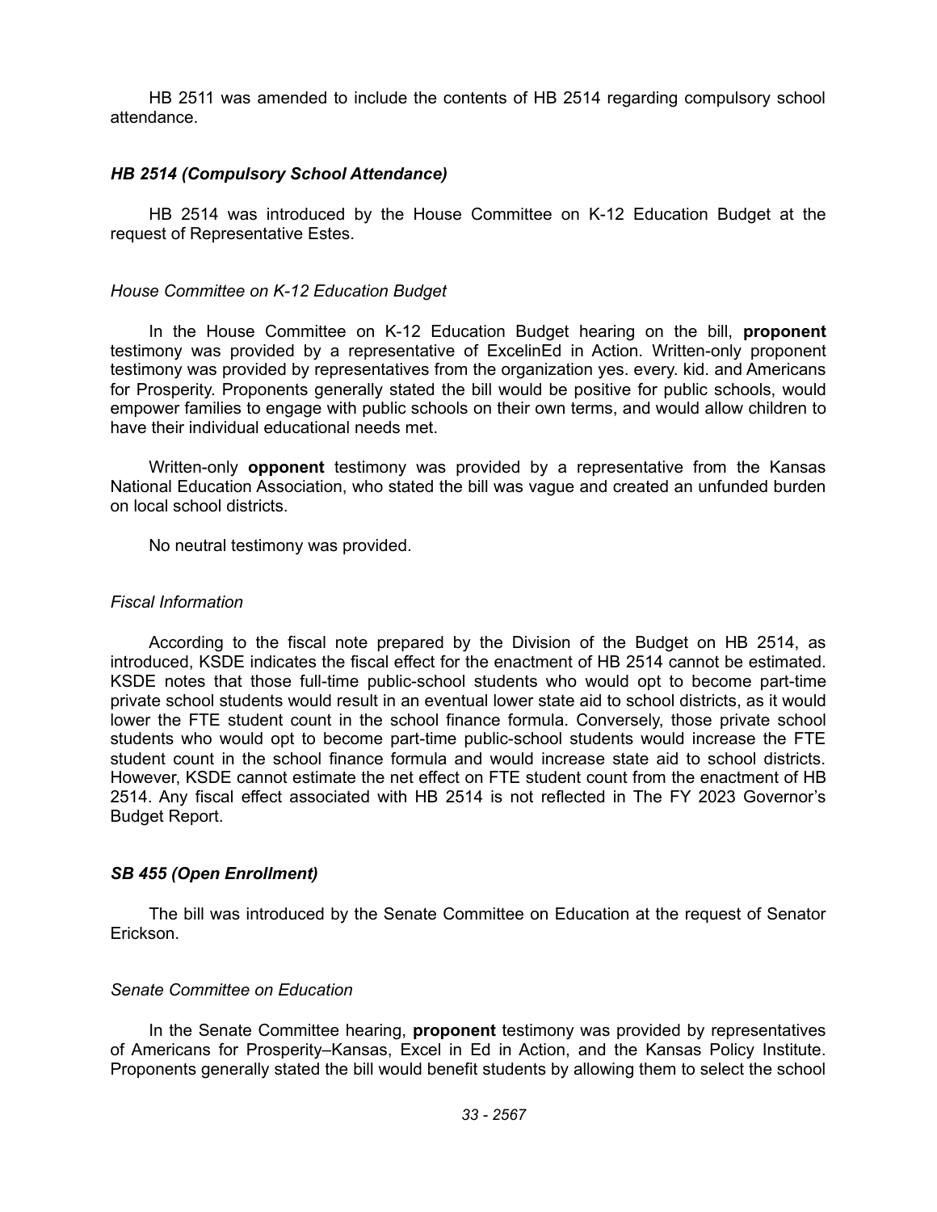HB 2511 was amended to include the contents of HB 2514 regarding compulsory school attendance.

### *HB 2514 (Compulsory School Attendance)*

HB 2514 was introduced by the House Committee on K-12 Education Budget at the request of Representative Estes.

*House Committee on K-12 Education Budget*

In the House Committee on K-12 Education Budget hearing on the bill, **proponent** testimony was provided by a representative of ExcelinEd in Action. Written-only proponent testimony was provided by representatives from the organization yes. every. kid. and Americans for Prosperity. Proponents generally stated the bill would be positive for public schools, would empower families to engage with public schools on their own terms, and would allow children to have their individual educational needs met.

Written-only **opponent** testimony was provided by a representative from the Kansas National Education Association, who stated the bill was vague and created an unfunded burden on local school districts.

No neutral testimony was provided.

*Fiscal Information*

According to the fiscal note prepared by the Division of the Budget on HB 2514, as introduced, KSDE indicates the fiscal effect for the enactment of HB 2514 cannot be estimated. KSDE notes that those full-time public-school students who would opt to become part-time private school students would result in an eventual lower state aid to school districts, as it would lower the FTE student count in the school finance formula. Conversely, those private school students who would opt to become part-time public-school students would increase the FTE student count in the school finance formula and would increase state aid to school districts. However, KSDE cannot estimate the net effect on FTE student count from the enactment of HB 2514. Any fiscal effect associated with HB 2514 is not reflected in The FY 2023 Governor's Budget Report.

### *SB 455 (Open Enrollment)*

The bill was introduced by the Senate Committee on Education at the request of Senator Erickson.

*Senate Committee on Education*

In the Senate Committee hearing, **proponent** testimony was provided by representatives of Americans for Prosperity–Kansas, Excel in Ed in Action, and the Kansas Policy Institute. Proponents generally stated the bill would benefit students by allowing them to select the school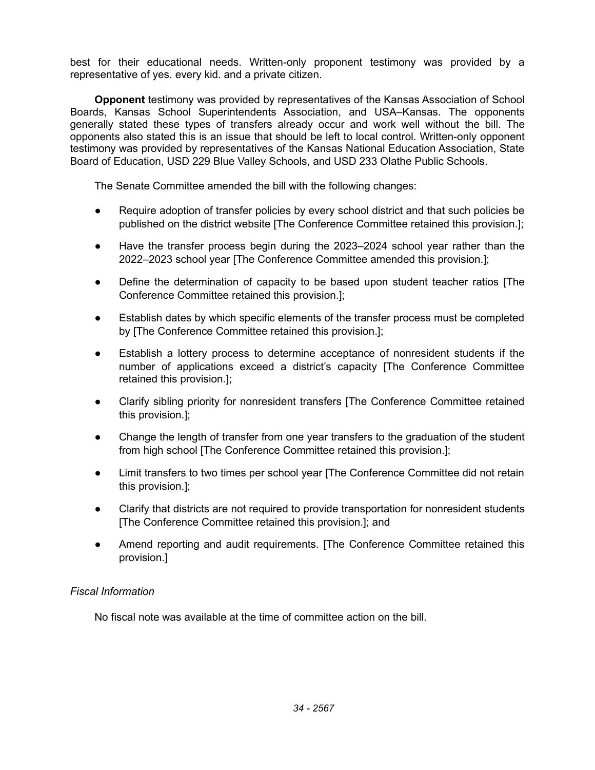best for their educational needs. Written-only proponent testimony was provided by a representative of yes. every kid. and a private citizen.

**Opponent** testimony was provided by representatives of the Kansas Association of School Boards, Kansas School Superintendents Association, and USA–Kansas. The opponents generally stated these types of transfers already occur and work well without the bill. The opponents also stated this is an issue that should be left to local control. Written-only opponent testimony was provided by representatives of the Kansas National Education Association, State Board of Education, USD 229 Blue Valley Schools, and USD 233 Olathe Public Schools.

The Senate Committee amended the bill with the following changes:

- Require adoption of transfer policies by every school district and that such policies be published on the district website [The Conference Committee retained this provision.];
- Have the transfer process begin during the 2023–2024 school year rather than the 2022–2023 school year [The Conference Committee amended this provision.];
- Define the determination of capacity to be based upon student teacher ratios [The Conference Committee retained this provision.];
- Establish dates by which specific elements of the transfer process must be completed by [The Conference Committee retained this provision.];
- Establish a lottery process to determine acceptance of nonresident students if the number of applications exceed a district's capacity [The Conference Committee retained this provision.];
- Clarify sibling priority for nonresident transfers [The Conference Committee retained this provision.];
- Change the length of transfer from one year transfers to the graduation of the student from high school [The Conference Committee retained this provision.];
- Limit transfers to two times per school year [The Conference Committee did not retain this provision.];
- Clarify that districts are not required to provide transportation for nonresident students [The Conference Committee retained this provision.]; and
- Amend reporting and audit requirements. [The Conference Committee retained this provision.]

*Fiscal Information*

No fiscal note was available at the time of committee action on the bill.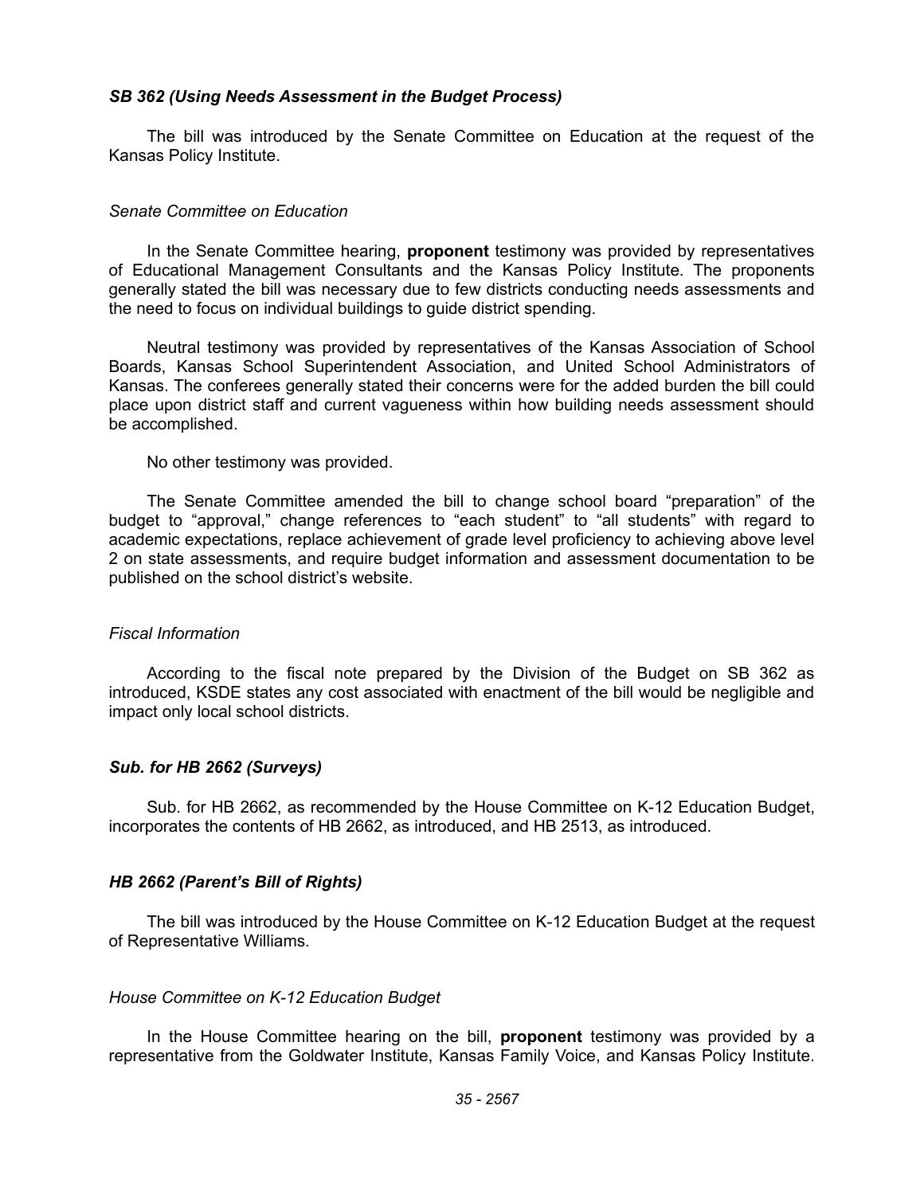***SB 362 (Using Needs Assessment in the Budget Process)***

The bill was introduced by the Senate Committee on Education at the request of the Kansas Policy Institute.

*Senate Committee on Education*

In the Senate Committee hearing, **proponent** testimony was provided by representatives of Educational Management Consultants and the Kansas Policy Institute. The proponents generally stated the bill was necessary due to few districts conducting needs assessments and the need to focus on individual buildings to guide district spending.

Neutral testimony was provided by representatives of the Kansas Association of School Boards, Kansas School Superintendent Association, and United School Administrators of Kansas. The conferees generally stated their concerns were for the added burden the bill could place upon district staff and current vagueness within how building needs assessment should be accomplished.

No other testimony was provided.

The Senate Committee amended the bill to change school board "preparation" of the budget to "approval," change references to "each student" to "all students" with regard to academic expectations, replace achievement of grade level proficiency to achieving above level 2 on state assessments, and require budget information and assessment documentation to be published on the school district's website.

*Fiscal Information*

According to the fiscal note prepared by the Division of the Budget on SB 362 as introduced, KSDE states any cost associated with enactment of the bill would be negligible and impact only local school districts.

***Sub. for HB 2662 (Surveys)***

Sub. for HB 2662, as recommended by the House Committee on K-12 Education Budget, incorporates the contents of HB 2662, as introduced, and HB 2513, as introduced.

***HB 2662 (Parent's Bill of Rights)***

The bill was introduced by the House Committee on K-12 Education Budget at the request of Representative Williams.

*House Committee on K-12 Education Budget*

In the House Committee hearing on the bill, **proponent** testimony was provided by a representative from the Goldwater Institute, Kansas Family Voice, and Kansas Policy Institute.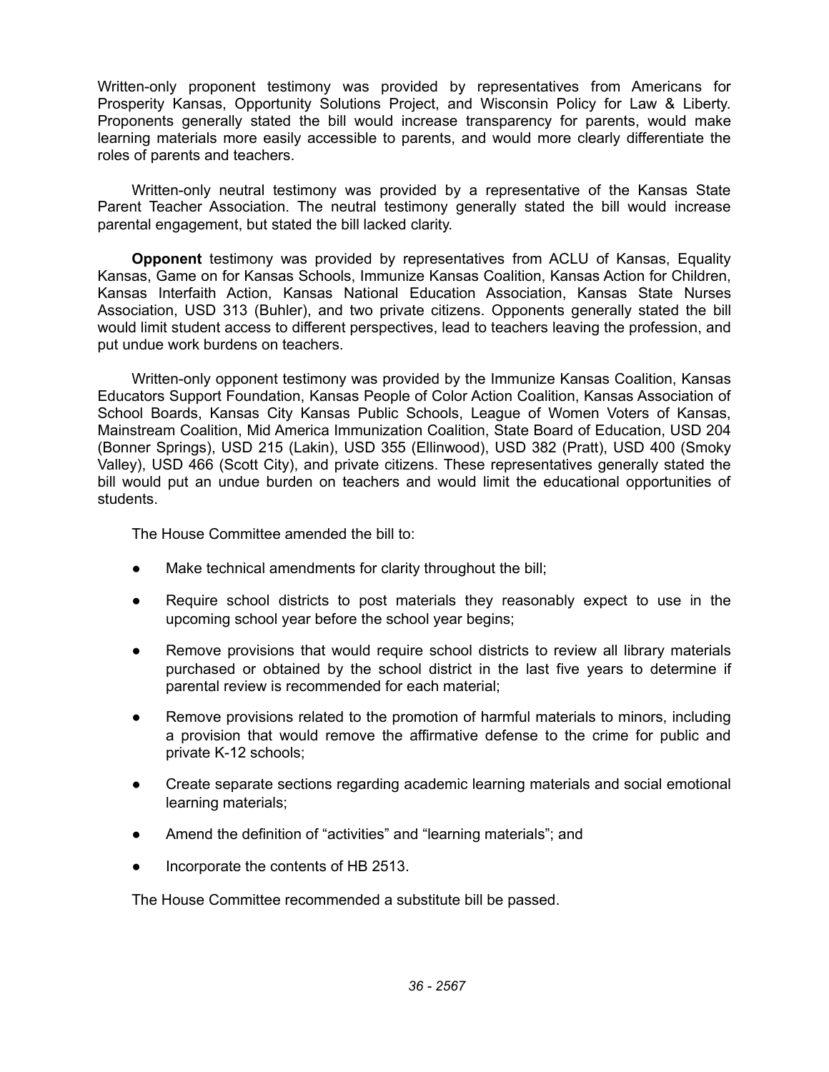Written-only proponent testimony was provided by representatives from Americans for Prosperity Kansas, Opportunity Solutions Project, and Wisconsin Policy for Law & Liberty. Proponents generally stated the bill would increase transparency for parents, would make learning materials more easily accessible to parents, and would more clearly differentiate the roles of parents and teachers.

Written-only neutral testimony was provided by a representative of the Kansas State Parent Teacher Association. The neutral testimony generally stated the bill would increase parental engagement, but stated the bill lacked clarity.

**Opponent** testimony was provided by representatives from ACLU of Kansas, Equality Kansas, Game on for Kansas Schools, Immunize Kansas Coalition, Kansas Action for Children, Kansas Interfaith Action, Kansas National Education Association, Kansas State Nurses Association, USD 313 (Buhler), and two private citizens. Opponents generally stated the bill would limit student access to different perspectives, lead to teachers leaving the profession, and put undue work burdens on teachers.

Written-only opponent testimony was provided by the Immunize Kansas Coalition, Kansas Educators Support Foundation, Kansas People of Color Action Coalition, Kansas Association of School Boards, Kansas City Kansas Public Schools, League of Women Voters of Kansas, Mainstream Coalition, Mid America Immunization Coalition, State Board of Education, USD 204 (Bonner Springs), USD 215 (Lakin), USD 355 (Ellinwood), USD 382 (Pratt), USD 400 (Smoky Valley), USD 466 (Scott City), and private citizens. These representatives generally stated the bill would put an undue burden on teachers and would limit the educational opportunities of students.

The House Committee amended the bill to:

- Make technical amendments for clarity throughout the bill;
- Require school districts to post materials they reasonably expect to use in the upcoming school year before the school year begins;
- Remove provisions that would require school districts to review all library materials purchased or obtained by the school district in the last five years to determine if parental review is recommended for each material;
- Remove provisions related to the promotion of harmful materials to minors, including a provision that would remove the affirmative defense to the crime for public and private K-12 schools;
- Create separate sections regarding academic learning materials and social emotional learning materials;
- Amend the definition of "activities" and "learning materials"; and
- Incorporate the contents of HB 2513.

The House Committee recommended a substitute bill be passed.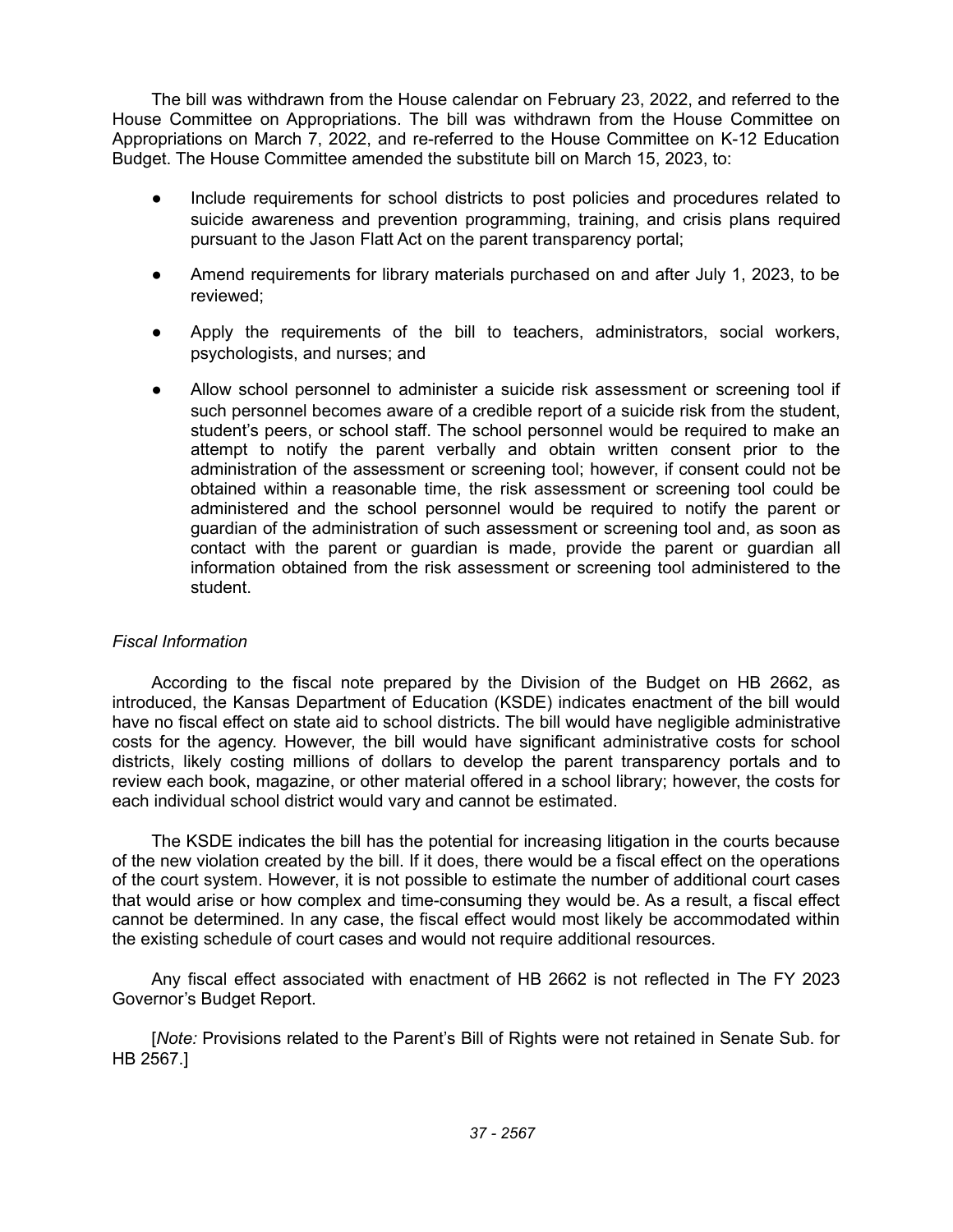The bill was withdrawn from the House calendar on February 23, 2022, and referred to the House Committee on Appropriations. The bill was withdrawn from the House Committee on Appropriations on March 7, 2022, and re-referred to the House Committee on K-12 Education Budget. The House Committee amended the substitute bill on March 15, 2023, to:

- Include requirements for school districts to post policies and procedures related to suicide awareness and prevention programming, training, and crisis plans required pursuant to the Jason Flatt Act on the parent transparency portal;
- Amend requirements for library materials purchased on and after July 1, 2023, to be reviewed;
- Apply the requirements of the bill to teachers, administrators, social workers, psychologists, and nurses; and
- Allow school personnel to administer a suicide risk assessment or screening tool if such personnel becomes aware of a credible report of a suicide risk from the student, student's peers, or school staff. The school personnel would be required to make an attempt to notify the parent verbally and obtain written consent prior to the administration of the assessment or screening tool; however, if consent could not be obtained within a reasonable time, the risk assessment or screening tool could be administered and the school personnel would be required to notify the parent or guardian of the administration of such assessment or screening tool and, as soon as contact with the parent or guardian is made, provide the parent or guardian all information obtained from the risk assessment or screening tool administered to the student.

*Fiscal Information*

According to the fiscal note prepared by the Division of the Budget on HB 2662, as introduced, the Kansas Department of Education (KSDE) indicates enactment of the bill would have no fiscal effect on state aid to school districts. The bill would have negligible administrative costs for the agency. However, the bill would have significant administrative costs for school districts, likely costing millions of dollars to develop the parent transparency portals and to review each book, magazine, or other material offered in a school library; however, the costs for each individual school district would vary and cannot be estimated.

The KSDE indicates the bill has the potential for increasing litigation in the courts because of the new violation created by the bill. If it does, there would be a fiscal effect on the operations of the court system. However, it is not possible to estimate the number of additional court cases that would arise or how complex and time-consuming they would be. As a result, a fiscal effect cannot be determined. In any case, the fiscal effect would most likely be accommodated within the existing schedule of court cases and would not require additional resources.

Any fiscal effect associated with enactment of HB 2662 is not reflected in The FY 2023 Governor's Budget Report.

[*Note:* Provisions related to the Parent's Bill of Rights were not retained in Senate Sub. for HB 2567.]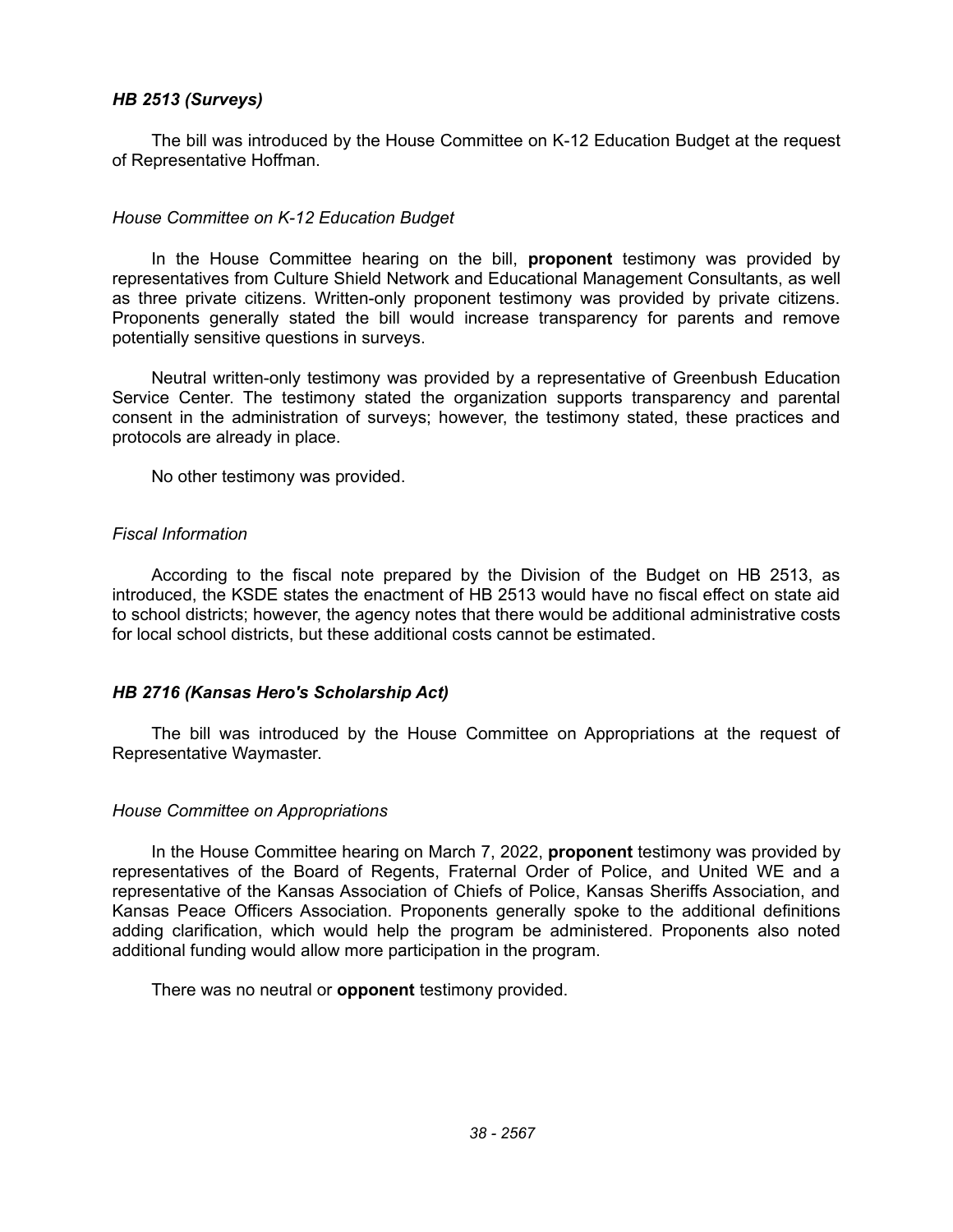### *HB 2513 (Surveys)*

The bill was introduced by the House Committee on K-12 Education Budget at the request of Representative Hoffman.

*House Committee on K-12 Education Budget*

In the House Committee hearing on the bill, **proponent** testimony was provided by representatives from Culture Shield Network and Educational Management Consultants, as well as three private citizens. Written-only proponent testimony was provided by private citizens. Proponents generally stated the bill would increase transparency for parents and remove potentially sensitive questions in surveys.

Neutral written-only testimony was provided by a representative of Greenbush Education Service Center. The testimony stated the organization supports transparency and parental consent in the administration of surveys; however, the testimony stated, these practices and protocols are already in place.

No other testimony was provided.

*Fiscal Information*

According to the fiscal note prepared by the Division of the Budget on HB 2513, as introduced, the KSDE states the enactment of HB 2513 would have no fiscal effect on state aid to school districts; however, the agency notes that there would be additional administrative costs for local school districts, but these additional costs cannot be estimated.

### *HB 2716 (Kansas Hero's Scholarship Act)*

The bill was introduced by the House Committee on Appropriations at the request of Representative Waymaster.

*House Committee on Appropriations*

In the House Committee hearing on March 7, 2022, **proponent** testimony was provided by representatives of the Board of Regents, Fraternal Order of Police, and United WE and a representative of the Kansas Association of Chiefs of Police, Kansas Sheriffs Association, and Kansas Peace Officers Association. Proponents generally spoke to the additional definitions adding clarification, which would help the program be administered. Proponents also noted additional funding would allow more participation in the program.

There was no neutral or **opponent** testimony provided.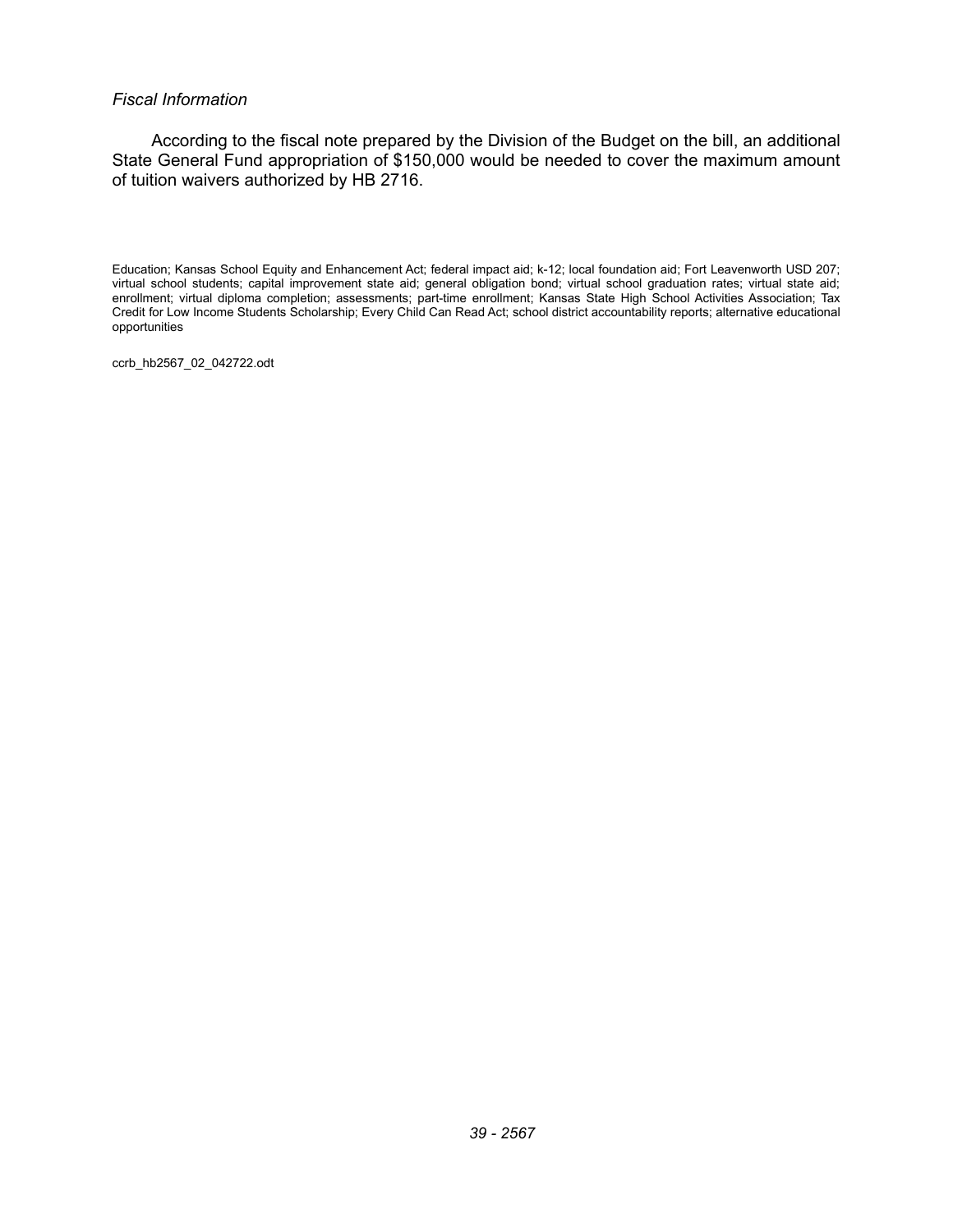*Fiscal Information*

According to the fiscal note prepared by the Division of the Budget on the bill, an additional State General Fund appropriation of $150,000 would be needed to cover the maximum amount of tuition waivers authorized by HB 2716.

Education; Kansas School Equity and Enhancement Act; federal impact aid; k-12; local foundation aid; Fort Leavenworth USD 207; virtual school students; capital improvement state aid; general obligation bond; virtual school graduation rates; virtual state aid; enrollment; virtual diploma completion; assessments; part-time enrollment; Kansas State High School Activities Association; Tax Credit for Low Income Students Scholarship; Every Child Can Read Act; school district accountability reports; alternative educational opportunities

ccrb_hb2567_02_042722.odt